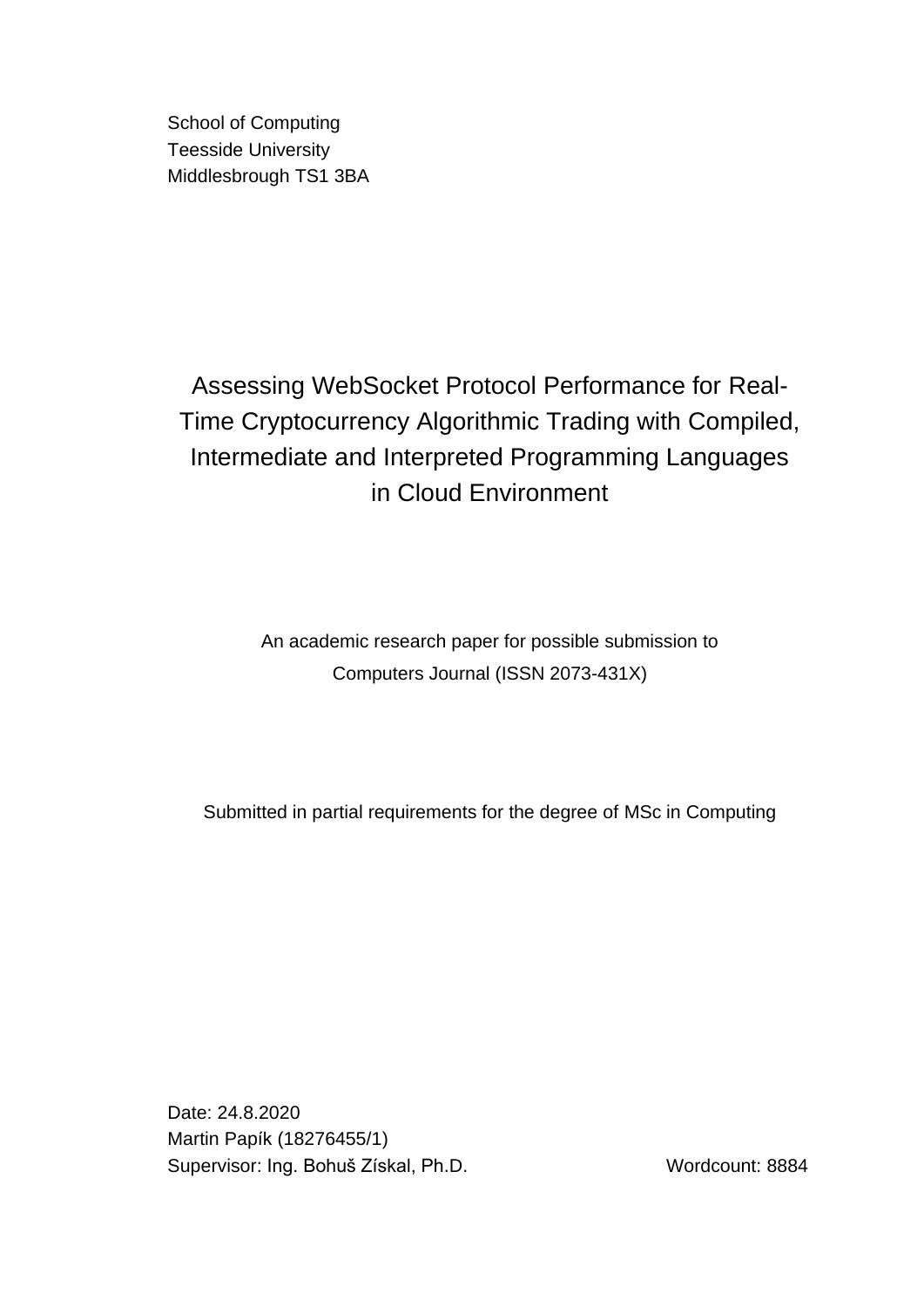School of Computing
Teesside University
Middlesbrough TS1 3BA

# Assessing WebSocket Protocol Performance for Real-Time Cryptocurrency Algorithmic Trading with Compiled, Intermediate and Interpreted Programming Languages in Cloud Environment

An academic research paper for possible submission to
Computers Journal (ISSN 2073-431X)

Submitted in partial requirements for the degree of MSc in Computing

Date: 24.8.2020
Martin Papík (18276455/1)
Supervisor: Ing. Bohuš Získal, Ph.D.

Wordcount: 8884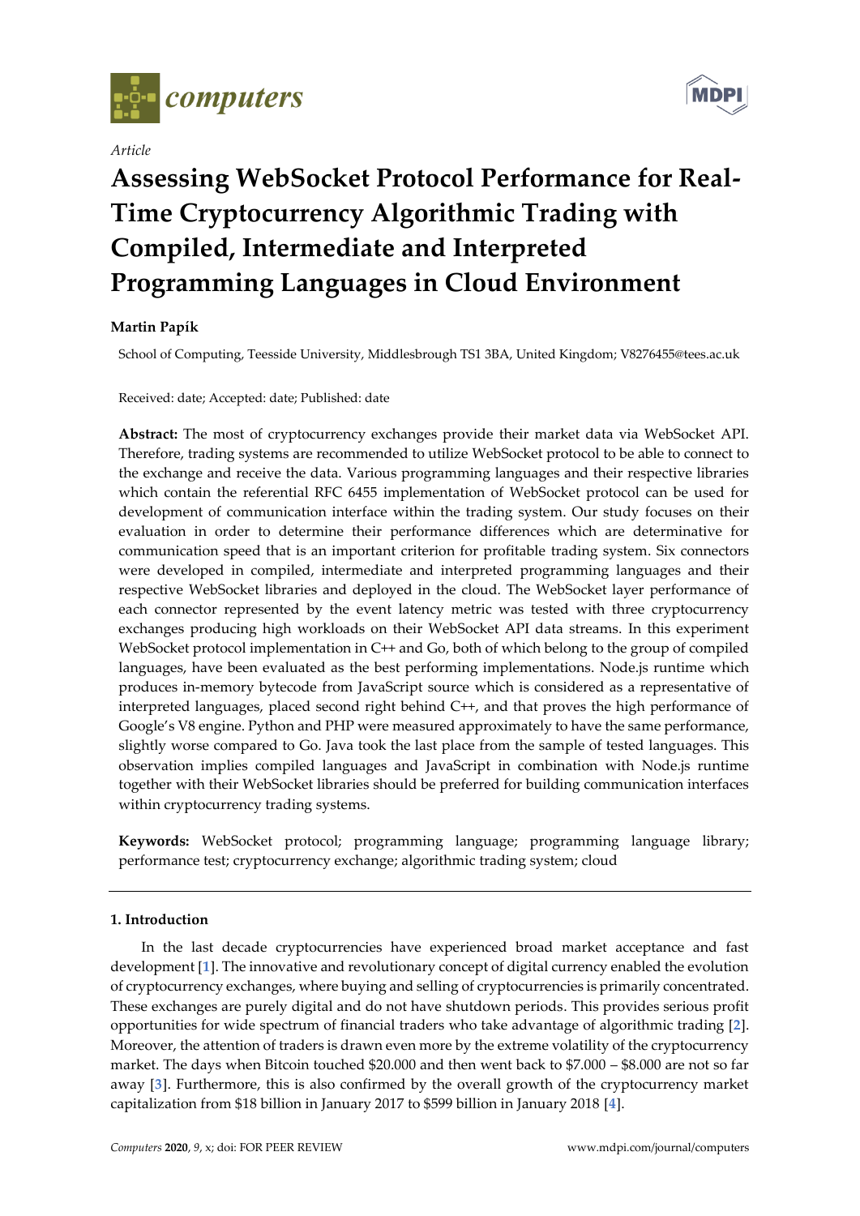*Article*

# Assessing WebSocket Protocol Performance for Real-Time Cryptocurrency Algorithmic Trading with Compiled, Intermediate and Interpreted Programming Languages in Cloud Environment

**Martin Papík**

School of Computing, Teesside University, Middlesbrough TS1 3BA, United Kingdom; V8276455@tees.ac.uk

Received: date; Accepted: date; Published: date

**Abstract:** The most of cryptocurrency exchanges provide their market data via WebSocket API. Therefore, trading systems are recommended to utilize WebSocket protocol to be able to connect to the exchange and receive the data. Various programming languages and their respective libraries which contain the referential RFC 6455 implementation of WebSocket protocol can be used for development of communication interface within the trading system. Our study focuses on their evaluation in order to determine their performance differences which are determinative for communication speed that is an important criterion for profitable trading system. Six connectors were developed in compiled, intermediate and interpreted programming languages and their respective WebSocket libraries and deployed in the cloud. The WebSocket layer performance of each connector represented by the event latency metric was tested with three cryptocurrency exchanges producing high workloads on their WebSocket API data streams. In this experiment WebSocket protocol implementation in C++ and Go, both of which belong to the group of compiled languages, have been evaluated as the best performing implementations. Node.js runtime which produces in-memory bytecode from JavaScript source which is considered as a representative of interpreted languages, placed second right behind C++, and that proves the high performance of Google's V8 engine. Python and PHP were measured approximately to have the same performance, slightly worse compared to Go. Java took the last place from the sample of tested languages. This observation implies compiled languages and JavaScript in combination with Node.js runtime together with their WebSocket libraries should be preferred for building communication interfaces within cryptocurrency trading systems.

**Keywords:** WebSocket protocol; programming language; programming language library; performance test; cryptocurrency exchange; algorithmic trading system; cloud

## 1. Introduction

In the last decade cryptocurrencies have experienced broad market acceptance and fast development [1]. The innovative and revolutionary concept of digital currency enabled the evolution of cryptocurrency exchanges, where buying and selling of cryptocurrencies is primarily concentrated. These exchanges are purely digital and do not have shutdown periods. This provides serious profit opportunities for wide spectrum of financial traders who take advantage of algorithmic trading [2]. Moreover, the attention of traders is drawn even more by the extreme volatility of the cryptocurrency market. The days when Bitcoin touched $20.000 and then went back to $7.000 – $8.000 are not so far away [3]. Furthermore, this is also confirmed by the overall growth of the cryptocurrency market capitalization from $18 billion in January 2017 to $599 billion in January 2018 [4].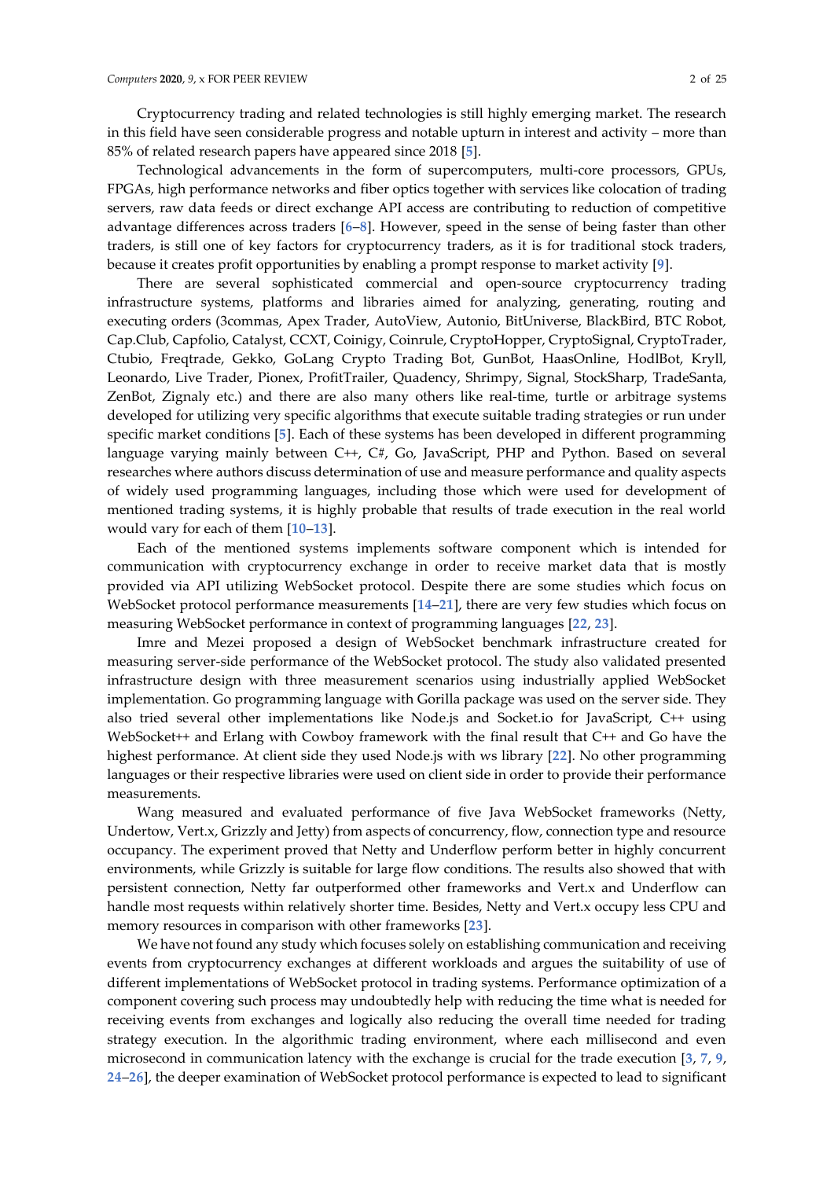Cryptocurrency trading and related technologies is still highly emerging market. The research in this field have seen considerable progress and notable upturn in interest and activity – more than 85% of related research papers have appeared since 2018 [5].

Technological advancements in the form of supercomputers, multi-core processors, GPUs, FPGAs, high performance networks and fiber optics together with services like colocation of trading servers, raw data feeds or direct exchange API access are contributing to reduction of competitive advantage differences across traders [6–8]. However, speed in the sense of being faster than other traders, is still one of key factors for cryptocurrency traders, as it is for traditional stock traders, because it creates profit opportunities by enabling a prompt response to market activity [9].

There are several sophisticated commercial and open-source cryptocurrency trading infrastructure systems, platforms and libraries aimed for analyzing, generating, routing and executing orders (3commas, Apex Trader, AutoView, Autonio, BitUniverse, BlackBird, BTC Robot, Cap.Club, Capfolio, Catalyst, CCXT, Coinigy, Coinrule, CryptoHopper, CryptoSignal, CryptoTrader, Ctubio, Freqtrade, Gekko, GoLang Crypto Trading Bot, GunBot, HaasOnline, HodlBot, Kryll, Leonardo, Live Trader, Pionex, ProfitTrailer, Quadency, Shrimpy, Signal, StockSharp, TradeSanta, ZenBot, Zignaly etc.) and there are also many others like real-time, turtle or arbitrage systems developed for utilizing very specific algorithms that execute suitable trading strategies or run under specific market conditions [5]. Each of these systems has been developed in different programming language varying mainly between C++, C#, Go, JavaScript, PHP and Python. Based on several researches where authors discuss determination of use and measure performance and quality aspects of widely used programming languages, including those which were used for development of mentioned trading systems, it is highly probable that results of trade execution in the real world would vary for each of them [10–13].

Each of the mentioned systems implements software component which is intended for communication with cryptocurrency exchange in order to receive market data that is mostly provided via API utilizing WebSocket protocol. Despite there are some studies which focus on WebSocket protocol performance measurements [14–21], there are very few studies which focus on measuring WebSocket performance in context of programming languages [22, 23].

Imre and Mezei proposed a design of WebSocket benchmark infrastructure created for measuring server-side performance of the WebSocket protocol. The study also validated presented infrastructure design with three measurement scenarios using industrially applied WebSocket implementation. Go programming language with Gorilla package was used on the server side. They also tried several other implementations like Node.js and Socket.io for JavaScript, C++ using WebSocket++ and Erlang with Cowboy framework with the final result that C++ and Go have the highest performance. At client side they used Node.js with ws library [22]. No other programming languages or their respective libraries were used on client side in order to provide their performance measurements.

Wang measured and evaluated performance of five Java WebSocket frameworks (Netty, Undertow, Vert.x, Grizzly and Jetty) from aspects of concurrency, flow, connection type and resource occupancy. The experiment proved that Netty and Underflow perform better in highly concurrent environments, while Grizzly is suitable for large flow conditions. The results also showed that with persistent connection, Netty far outperformed other frameworks and Vert.x and Underflow can handle most requests within relatively shorter time. Besides, Netty and Vert.x occupy less CPU and memory resources in comparison with other frameworks [23].

We have not found any study which focuses solely on establishing communication and receiving events from cryptocurrency exchanges at different workloads and argues the suitability of use of different implementations of WebSocket protocol in trading systems. Performance optimization of a component covering such process may undoubtedly help with reducing the time what is needed for receiving events from exchanges and logically also reducing the overall time needed for trading strategy execution. In the algorithmic trading environment, where each millisecond and even microsecond in communication latency with the exchange is crucial for the trade execution [3, 7, 9, 24–26], the deeper examination of WebSocket protocol performance is expected to lead to significant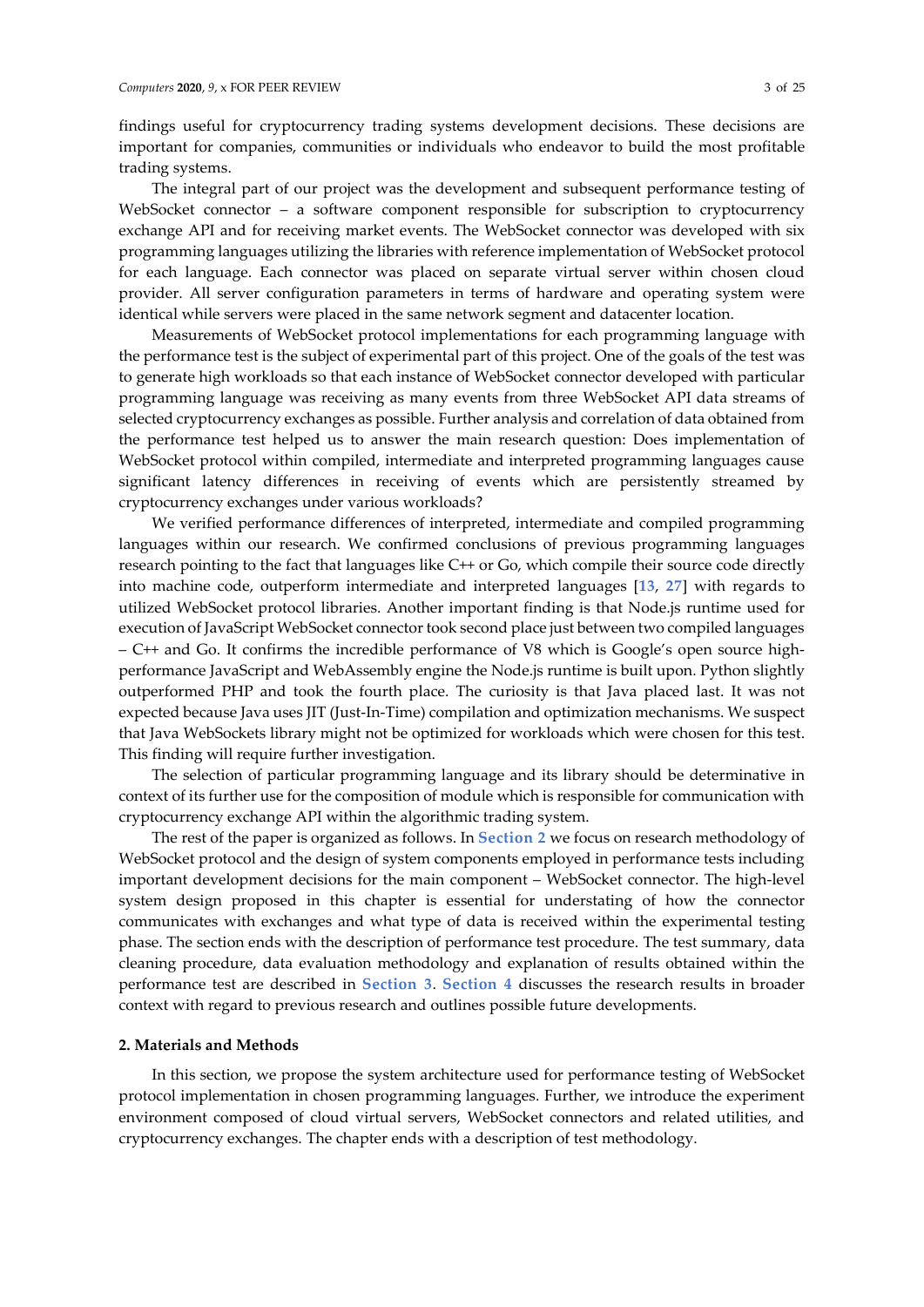findings useful for cryptocurrency trading systems development decisions. These decisions are important for companies, communities or individuals who endeavor to build the most profitable trading systems.

The integral part of our project was the development and subsequent performance testing of WebSocket connector – a software component responsible for subscription to cryptocurrency exchange API and for receiving market events. The WebSocket connector was developed with six programming languages utilizing the libraries with reference implementation of WebSocket protocol for each language. Each connector was placed on separate virtual server within chosen cloud provider. All server configuration parameters in terms of hardware and operating system were identical while servers were placed in the same network segment and datacenter location.

Measurements of WebSocket protocol implementations for each programming language with the performance test is the subject of experimental part of this project. One of the goals of the test was to generate high workloads so that each instance of WebSocket connector developed with particular programming language was receiving as many events from three WebSocket API data streams of selected cryptocurrency exchanges as possible. Further analysis and correlation of data obtained from the performance test helped us to answer the main research question: Does implementation of WebSocket protocol within compiled, intermediate and interpreted programming languages cause significant latency differences in receiving of events which are persistently streamed by cryptocurrency exchanges under various workloads?

We verified performance differences of interpreted, intermediate and compiled programming languages within our research. We confirmed conclusions of previous programming languages research pointing to the fact that languages like C++ or Go, which compile their source code directly into machine code, outperform intermediate and interpreted languages [13, 27] with regards to utilized WebSocket protocol libraries. Another important finding is that Node.js runtime used for execution of JavaScript WebSocket connector took second place just between two compiled languages – C++ and Go. It confirms the incredible performance of V8 which is Google's open source high-performance JavaScript and WebAssembly engine the Node.js runtime is built upon. Python slightly outperformed PHP and took the fourth place. The curiosity is that Java placed last. It was not expected because Java uses JIT (Just-In-Time) compilation and optimization mechanisms. We suspect that Java WebSockets library might not be optimized for workloads which were chosen for this test. This finding will require further investigation.

The selection of particular programming language and its library should be determinative in context of its further use for the composition of module which is responsible for communication with cryptocurrency exchange API within the algorithmic trading system.

The rest of the paper is organized as follows. In Section 2 we focus on research methodology of WebSocket protocol and the design of system components employed in performance tests including important development decisions for the main component – WebSocket connector. The high-level system design proposed in this chapter is essential for understating of how the connector communicates with exchanges and what type of data is received within the experimental testing phase. The section ends with the description of performance test procedure. The test summary, data cleaning procedure, data evaluation methodology and explanation of results obtained within the performance test are described in Section 3. Section 4 discusses the research results in broader context with regard to previous research and outlines possible future developments.

## 2. Materials and Methods

In this section, we propose the system architecture used for performance testing of WebSocket protocol implementation in chosen programming languages. Further, we introduce the experiment environment composed of cloud virtual servers, WebSocket connectors and related utilities, and cryptocurrency exchanges. The chapter ends with a description of test methodology.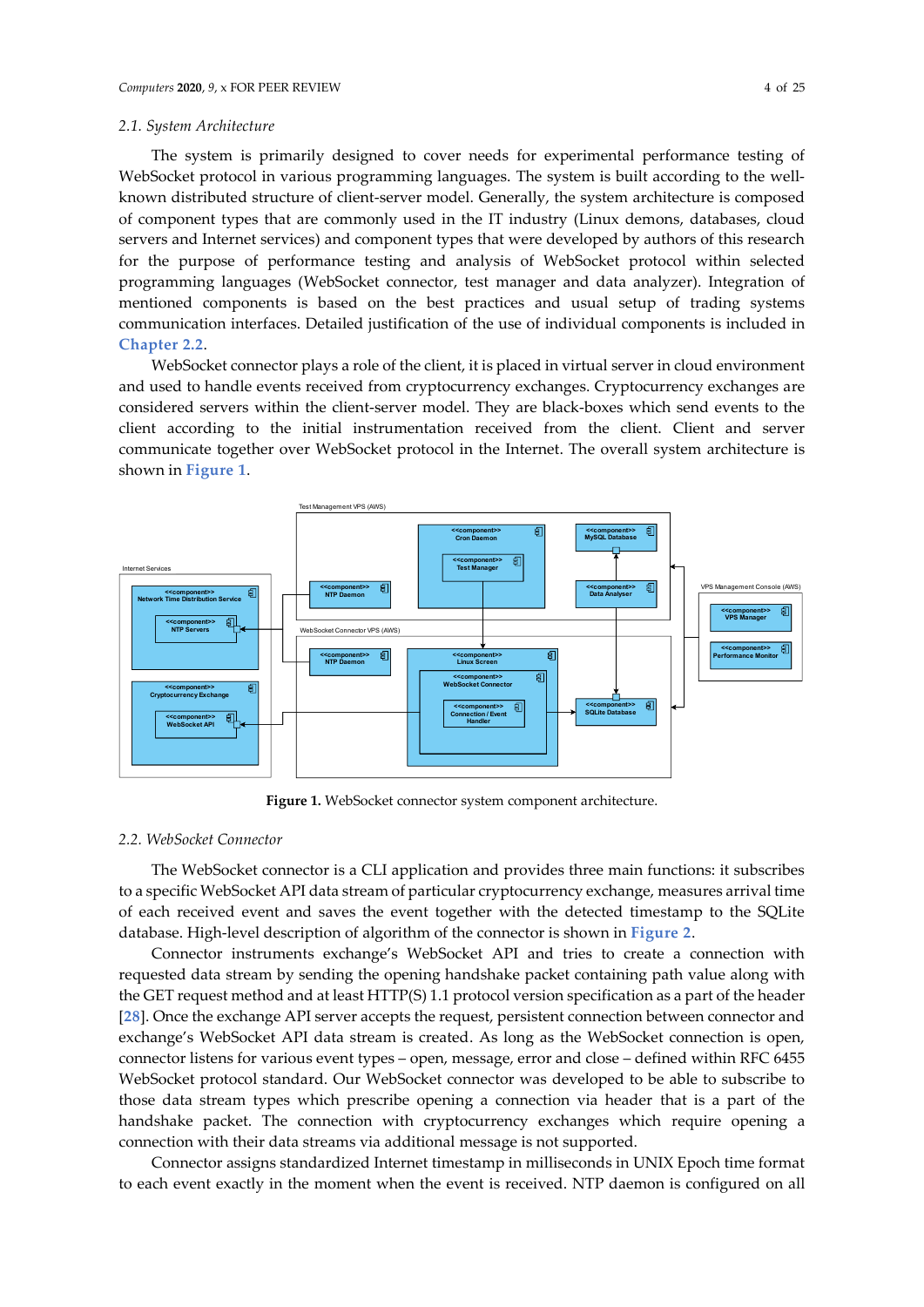### 2.1. System Architecture

The system is primarily designed to cover needs for experimental performance testing of WebSocket protocol in various programming languages. The system is built according to the well-known distributed structure of client-server model. Generally, the system architecture is composed of component types that are commonly used in the IT industry (Linux demons, databases, cloud servers and Internet services) and component types that were developed by authors of this research for the purpose of performance testing and analysis of WebSocket protocol within selected programming languages (WebSocket connector, test manager and data analyzer). Integration of mentioned components is based on the best practices and usual setup of trading systems communication interfaces. Detailed justification of the use of individual components is included in Chapter 2.2.

WebSocket connector plays a role of the client, it is placed in virtual server in cloud environment and used to handle events received from cryptocurrency exchanges. Cryptocurrency exchanges are considered servers within the client-server model. They are black-boxes which send events to the client according to the initial instrumentation received from the client. Client and server communicate together over WebSocket protocol in the Internet. The overall system architecture is shown in Figure 1.

**Figure 1.** WebSocket connector system component architecture.

### 2.2. WebSocket Connector

The WebSocket connector is a CLI application and provides three main functions: it subscribes to a specific WebSocket API data stream of particular cryptocurrency exchange, measures arrival time of each received event and saves the event together with the detected timestamp to the SQLite database. High-level description of algorithm of the connector is shown in Figure 2.

Connector instruments exchange's WebSocket API and tries to create a connection with requested data stream by sending the opening handshake packet containing path value along with the GET request method and at least HTTP(S) 1.1 protocol version specification as a part of the header [28]. Once the exchange API server accepts the request, persistent connection between connector and exchange's WebSocket API data stream is created. As long as the WebSocket connection is open, connector listens for various event types – open, message, error and close – defined within RFC 6455 WebSocket protocol standard. Our WebSocket connector was developed to be able to subscribe to those data stream types which prescribe opening a connection via header that is a part of the handshake packet. The connection with cryptocurrency exchanges which require opening a connection with their data streams via additional message is not supported.

Connector assigns standardized Internet timestamp in milliseconds in UNIX Epoch time format to each event exactly in the moment when the event is received. NTP daemon is configured on all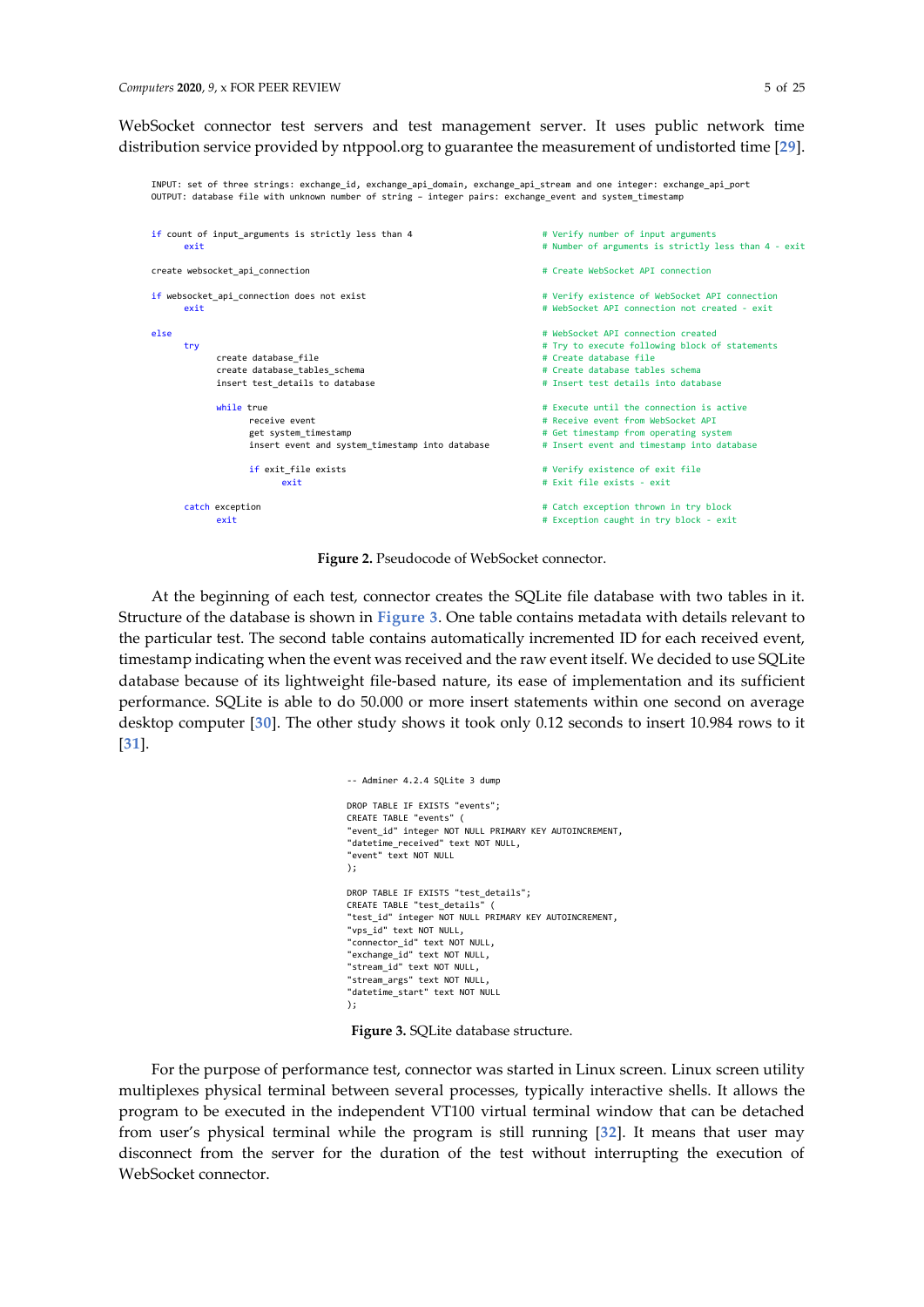WebSocket connector test servers and test management server. It uses public network time distribution service provided by ntppool.org to guarantee the measurement of undistorted time [29].

```
INPUT: set of three strings: exchange_id, exchange_api_domain, exchange_api_stream and one integer: exchange_api_port
OUTPUT: database file with unknown number of string – integer pairs: exchange_event and system_timestamp

if count of input_arguments is strictly less than 4                  # Verify number of input arguments
      exit                                                           # Number of arguments is strictly less than 4 - exit

create websocket_api_connection                                      # Create WebSocket API connection

if websocket_api_connection does not exist                           # Verify existence of WebSocket API connection
      exit                                                           # WebSocket API connection not created - exit

else                                                                 # WebSocket API connection created
      try                                                            # Try to execute following block of statements
            create database_file                                     # Create database file
            create database_tables_schema                            # Create database tables schema
            insert test_details to database                          # Insert test details into database

            while true                                               # Execute until the connection is active
                  receive event                                      # Receive event from WebSocket API
                  get system_timestamp                               # Get timestamp from operating system
                  insert event and system_timestamp into database    # Insert event and timestamp into database

                  if exit_file exists                                # Verify existence of exit file
                        exit                                         # Exit file exists - exit

      catch exception                                                # Catch exception thrown in try block
            exit                                                     # Exception caught in try block - exit
```

**Figure 2.** Pseudocode of WebSocket connector.

At the beginning of each test, connector creates the SQLite file database with two tables in it. Structure of the database is shown in **Figure 3**. One table contains metadata with details relevant to the particular test. The second table contains automatically incremented ID for each received event, timestamp indicating when the event was received and the raw event itself. We decided to use SQLite database because of its lightweight file-based nature, its ease of implementation and its sufficient performance. SQLite is able to do 50.000 or more insert statements within one second on average desktop computer [30]. The other study shows it took only 0.12 seconds to insert 10.984 rows to it [31].

```
-- Adminer 4.2.4 SQLite 3 dump

DROP TABLE IF EXISTS "events";
CREATE TABLE "events" (
"event_id" integer NOT NULL PRIMARY KEY AUTOINCREMENT,
"datetime_received" text NOT NULL,
"event" text NOT NULL
);

DROP TABLE IF EXISTS "test_details";
CREATE TABLE "test_details" (
"test_id" integer NOT NULL PRIMARY KEY AUTOINCREMENT,
"vps_id" text NOT NULL,
"connector_id" text NOT NULL,
"exchange_id" text NOT NULL,
"stream_id" text NOT NULL,
"stream_args" text NOT NULL,
"datetime_start" text NOT NULL
);
```

**Figure 3.** SQLite database structure.

For the purpose of performance test, connector was started in Linux screen. Linux screen utility multiplexes physical terminal between several processes, typically interactive shells. It allows the program to be executed in the independent VT100 virtual terminal window that can be detached from user's physical terminal while the program is still running [32]. It means that user may disconnect from the server for the duration of the test without interrupting the execution of WebSocket connector.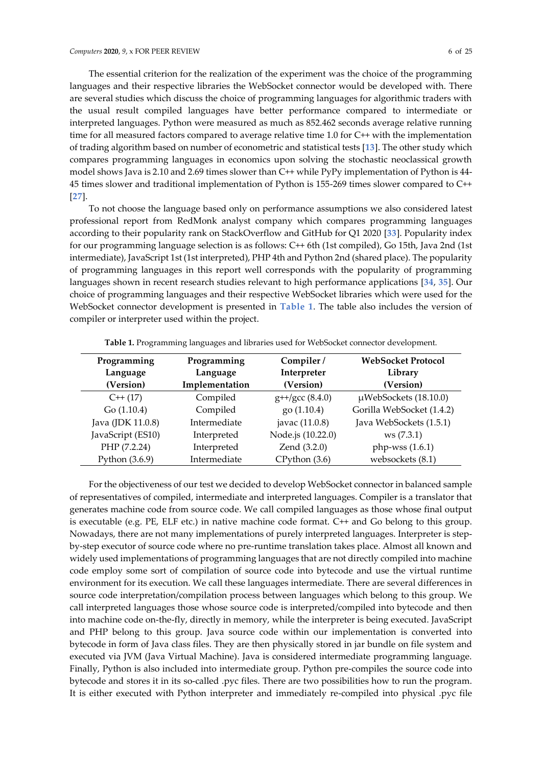The essential criterion for the realization of the experiment was the choice of the programming languages and their respective libraries the WebSocket connector would be developed with. There are several studies which discuss the choice of programming languages for algorithmic traders with the usual result compiled languages have better performance compared to intermediate or interpreted languages. Python were measured as much as 852.462 seconds average relative running time for all measured factors compared to average relative time 1.0 for C++ with the implementation of trading algorithm based on number of econometric and statistical tests [13]. The other study which compares programming languages in economics upon solving the stochastic neoclassical growth model shows Java is 2.10 and 2.69 times slower than C++ while PyPy implementation of Python is 44-45 times slower and traditional implementation of Python is 155-269 times slower compared to C++ [27].

To not choose the language based only on performance assumptions we also considered latest professional report from RedMonk analyst company which compares programming languages according to their popularity rank on StackOverflow and GitHub for Q1 2020 [33]. Popularity index for our programming language selection is as follows: C++ 6th (1st compiled), Go 15th, Java 2nd (1st intermediate), JavaScript 1st (1st interpreted), PHP 4th and Python 2nd (shared place). The popularity of programming languages in this report well corresponds with the popularity of programming languages shown in recent research studies relevant to high performance applications [34, 35]. Our choice of programming languages and their respective WebSocket libraries which were used for the WebSocket connector development is presented in Table 1. The table also includes the version of compiler or interpreter used within the project.

**Table 1.** Programming languages and libraries used for WebSocket connector development.

| Programming Language (Version) | Programming Language Implementation | Compiler / Interpreter (Version) | WebSocket Protocol Library (Version) |
|---|---|---|---|
| C++ (17) | Compiled | g++/gcc (8.4.0) | μWebSockets (18.10.0) |
| Go (1.10.4) | Compiled | go (1.10.4) | Gorilla WebSocket (1.4.2) |
| Java (JDK 11.0.8) | Intermediate | javac (11.0.8) | Java WebSockets (1.5.1) |
| JavaScript (ES10) | Interpreted | Node.js (10.22.0) | ws (7.3.1) |
| PHP (7.2.24) | Interpreted | Zend (3.2.0) | php-wss (1.6.1) |
| Python (3.6.9) | Intermediate | CPython (3.6) | websockets (8.1) |

For the objectiveness of our test we decided to develop WebSocket connector in balanced sample of representatives of compiled, intermediate and interpreted languages. Compiler is a translator that generates machine code from source code. We call compiled languages as those whose final output is executable (e.g. PE, ELF etc.) in native machine code format. C++ and Go belong to this group. Nowadays, there are not many implementations of purely interpreted languages. Interpreter is step-by-step executor of source code where no pre-runtime translation takes place. Almost all known and widely used implementations of programming languages that are not directly compiled into machine code employ some sort of compilation of source code into bytecode and use the virtual runtime environment for its execution. We call these languages intermediate. There are several differences in source code interpretation/compilation process between languages which belong to this group. We call interpreted languages those whose source code is interpreted/compiled into bytecode and then into machine code on-the-fly, directly in memory, while the interpreter is being executed. JavaScript and PHP belong to this group. Java source code within our implementation is converted into bytecode in form of Java class files. They are then physically stored in jar bundle on file system and executed via JVM (Java Virtual Machine). Java is considered intermediate programming language. Finally, Python is also included into intermediate group. Python pre-compiles the source code into bytecode and stores it in its so-called .pyc files. There are two possibilities how to run the program. It is either executed with Python interpreter and immediately re-compiled into physical .pyc file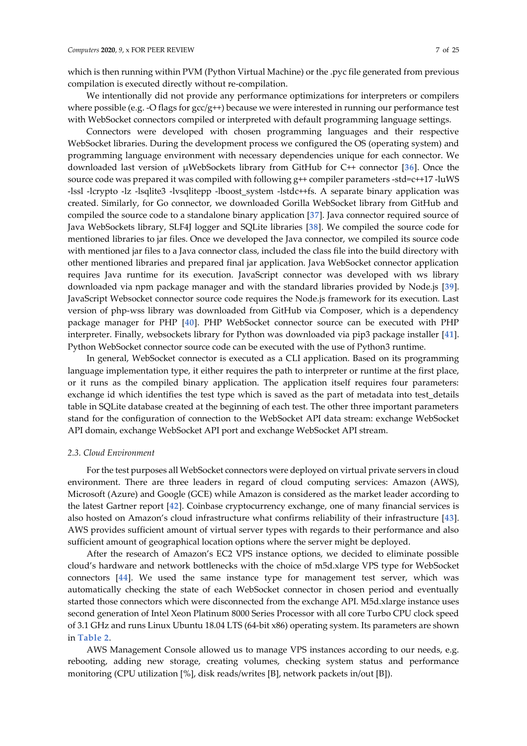which is then running within PVM (Python Virtual Machine) or the .pyc file generated from previous compilation is executed directly without re-compilation.

We intentionally did not provide any performance optimizations for interpreters or compilers where possible (e.g. -O flags for gcc/g++) because we were interested in running our performance test with WebSocket connectors compiled or interpreted with default programming language settings.

Connectors were developed with chosen programming languages and their respective WebSocket libraries. During the development process we configured the OS (operating system) and programming language environment with necessary dependencies unique for each connector. We downloaded last version of μWebSockets library from GitHub for C++ connector [36]. Once the source code was prepared it was compiled with following g++ compiler parameters -std=c++17 -luWS -lssl -lcrypto -lz -lsqlite3 -lvsqlitepp -lboost_system -lstdc++fs. A separate binary application was created. Similarly, for Go connector, we downloaded Gorilla WebSocket library from GitHub and compiled the source code to a standalone binary application [37]. Java connector required source of Java WebSockets library, SLF4J logger and SQLite libraries [38]. We compiled the source code for mentioned libraries to jar files. Once we developed the Java connector, we compiled its source code with mentioned jar files to a Java connector class, included the class file into the build directory with other mentioned libraries and prepared final jar application. Java WebSocket connector application requires Java runtime for its execution. JavaScript connector was developed with ws library downloaded via npm package manager and with the standard libraries provided by Node.js [39]. JavaScript Websocket connector source code requires the Node.js framework for its execution. Last version of php-wss library was downloaded from GitHub via Composer, which is a dependency package manager for PHP [40]. PHP WebSocket connector source code can be executed with PHP interpreter. Finally, websockets library for Python was downloaded via pip3 package installer [41]. Python WebSocket connector source code can be executed with the use of Python3 runtime.

In general, WebSocket connector is executed as a CLI application. Based on its programming language implementation type, it either requires the path to interpreter or runtime at the first place, or it runs as the compiled binary application. The application itself requires four parameters: exchange id which identifies the test type which is saved as the part of metadata into test_details table in SQLite database created at the beginning of each test. The other three important parameters stand for the configuration of connection to the WebSocket API data stream: exchange WebSocket API domain, exchange WebSocket API port and exchange WebSocket API stream.

### *2.3. Cloud Environment*

For the test purposes all WebSocket connectors were deployed on virtual private servers in cloud environment. There are three leaders in regard of cloud computing services: Amazon (AWS), Microsoft (Azure) and Google (GCE) while Amazon is considered as the market leader according to the latest Gartner report [42]. Coinbase cryptocurrency exchange, one of many financial services is also hosted on Amazon's cloud infrastructure what confirms reliability of their infrastructure [43]. AWS provides sufficient amount of virtual server types with regards to their performance and also sufficient amount of geographical location options where the server might be deployed.

After the research of Amazon's EC2 VPS instance options, we decided to eliminate possible cloud's hardware and network bottlenecks with the choice of m5d.xlarge VPS type for WebSocket connectors [44]. We used the same instance type for management test server, which was automatically checking the state of each WebSocket connector in chosen period and eventually started those connectors which were disconnected from the exchange API. M5d.xlarge instance uses second generation of Intel Xeon Platinum 8000 Series Processor with all core Turbo CPU clock speed of 3.1 GHz and runs Linux Ubuntu 18.04 LTS (64-bit x86) operating system. Its parameters are shown in **Table 2**.

AWS Management Console allowed us to manage VPS instances according to our needs, e.g. rebooting, adding new storage, creating volumes, checking system status and performance monitoring (CPU utilization [%], disk reads/writes [B], network packets in/out [B]).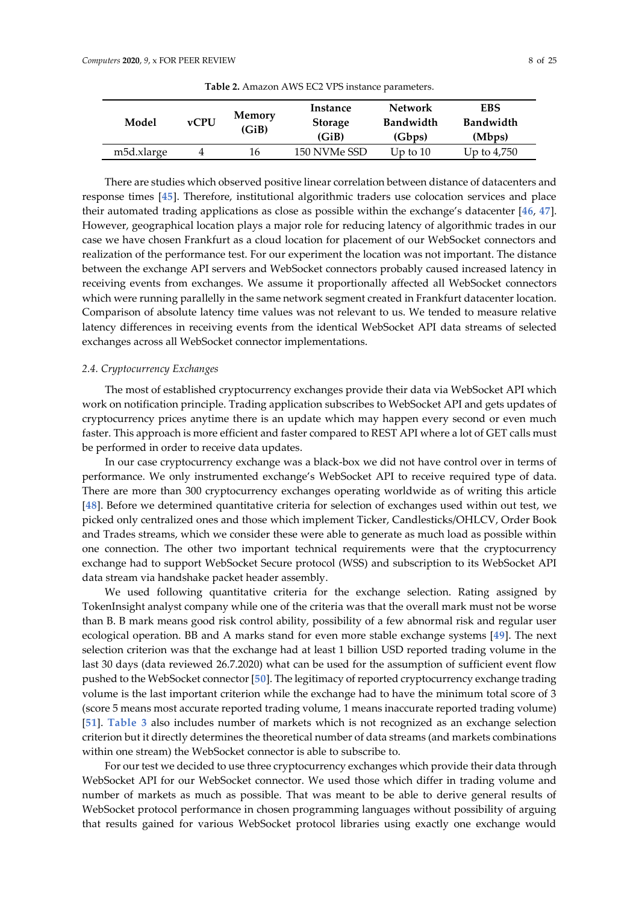**Table 2.** Amazon AWS EC2 VPS instance parameters.

| Model | vCPU | Memory (GiB) | Instance Storage (GiB) | Network Bandwidth (Gbps) | EBS Bandwidth (Mbps) |
|---|---|---|---|---|---|
| m5d.xlarge | 4 | 16 | 150 NVMe SSD | Up to 10 | Up to 4,750 |

There are studies which observed positive linear correlation between distance of datacenters and response times [45]. Therefore, institutional algorithmic traders use colocation services and place their automated trading applications as close as possible within the exchange's datacenter [46, 47]. However, geographical location plays a major role for reducing latency of algorithmic trades in our case we have chosen Frankfurt as a cloud location for placement of our WebSocket connectors and realization of the performance test. For our experiment the location was not important. The distance between the exchange API servers and WebSocket connectors probably caused increased latency in receiving events from exchanges. We assume it proportionally affected all WebSocket connectors which were running parallelly in the same network segment created in Frankfurt datacenter location. Comparison of absolute latency time values was not relevant to us. We tended to measure relative latency differences in receiving events from the identical WebSocket API data streams of selected exchanges across all WebSocket connector implementations.

### *2.4. Cryptocurrency Exchanges*

The most of established cryptocurrency exchanges provide their data via WebSocket API which work on notification principle. Trading application subscribes to WebSocket API and gets updates of cryptocurrency prices anytime there is an update which may happen every second or even much faster. This approach is more efficient and faster compared to REST API where a lot of GET calls must be performed in order to receive data updates.

In our case cryptocurrency exchange was a black-box we did not have control over in terms of performance. We only instrumented exchange's WebSocket API to receive required type of data. There are more than 300 cryptocurrency exchanges operating worldwide as of writing this article [48]. Before we determined quantitative criteria for selection of exchanges used within out test, we picked only centralized ones and those which implement Ticker, Candlesticks/OHLCV, Order Book and Trades streams, which we consider these were able to generate as much load as possible within one connection. The other two important technical requirements were that the cryptocurrency exchange had to support WebSocket Secure protocol (WSS) and subscription to its WebSocket API data stream via handshake packet header assembly.

We used following quantitative criteria for the exchange selection. Rating assigned by TokenInsight analyst company while one of the criteria was that the overall mark must not be worse than B. B mark means good risk control ability, possibility of a few abnormal risk and regular user ecological operation. BB and A marks stand for even more stable exchange systems [49]. The next selection criterion was that the exchange had at least 1 billion USD reported trading volume in the last 30 days (data reviewed 26.7.2020) what can be used for the assumption of sufficient event flow pushed to the WebSocket connector [50]. The legitimacy of reported cryptocurrency exchange trading volume is the last important criterion while the exchange had to have the minimum total score of 3 (score 5 means most accurate reported trading volume, 1 means inaccurate reported trading volume) [51]. **Table 3** also includes number of markets which is not recognized as an exchange selection criterion but it directly determines the theoretical number of data streams (and markets combinations within one stream) the WebSocket connector is able to subscribe to.

For our test we decided to use three cryptocurrency exchanges which provide their data through WebSocket API for our WebSocket connector. We used those which differ in trading volume and number of markets as much as possible. That was meant to be able to derive general results of WebSocket protocol performance in chosen programming languages without possibility of arguing that results gained for various WebSocket protocol libraries using exactly one exchange would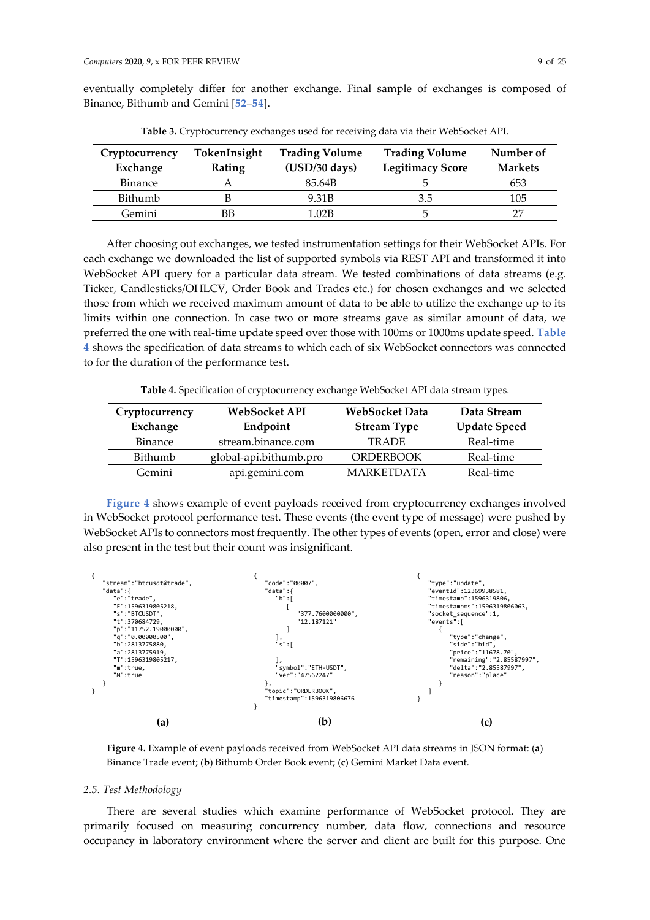eventually completely differ for another exchange. Final sample of exchanges is composed of Binance, Bithumb and Gemini [52–54].

**Table 3.** Cryptocurrency exchanges used for receiving data via their WebSocket API.

| Cryptocurrency Exchange | TokenInsight Rating | Trading Volume (USD/30 days) | Trading Volume Legitimacy Score | Number of Markets |
|---|---|---|---|---|
| Binance | A | 85.64B | 5 | 653 |
| Bithumb | B | 9.31B | 3.5 | 105 |
| Gemini | BB | 1.02B | 5 | 27 |

After choosing out exchanges, we tested instrumentation settings for their WebSocket APIs. For each exchange we downloaded the list of supported symbols via REST API and transformed it into WebSocket API query for a particular data stream. We tested combinations of data streams (e.g. Ticker, Candlesticks/OHLCV, Order Book and Trades etc.) for chosen exchanges and we selected those from which we received maximum amount of data to be able to utilize the exchange up to its limits within one connection. In case two or more streams gave as similar amount of data, we preferred the one with real-time update speed over those with 100ms or 1000ms update speed. Table 4 shows the specification of data streams to which each of six WebSocket connectors was connected to for the duration of the performance test.

**Table 4.** Specification of cryptocurrency exchange WebSocket API data stream types.

| Cryptocurrency Exchange | WebSocket API Endpoint | WebSocket Data Stream Type | Data Stream Update Speed |
|---|---|---|---|
| Binance | stream.binance.com | TRADE | Real-time |
| Bithumb | global-api.bithumb.pro | ORDERBOOK | Real-time |
| Gemini | api.gemini.com | MARKETDATA | Real-time |

Figure 4 shows example of event payloads received from cryptocurrency exchanges involved in WebSocket protocol performance test. These events (the event type of message) were pushed by WebSocket APIs to connectors most frequently. The other types of events (open, error and close) were also present in the test but their count was insignificant.

```
{
   "stream":"btcusdt@trade",
   "data":{
      "e":"trade",
      "E":1596319805218,
      "s":"BTCUSDT",
      "t":370684729,
      "p":"11752.19000000",
      "q":"0.00000500",
      "b":2813775880,
      "a":2813775919,
      "T":1596319805217,
      "m":true,
      "M":true
   }
}
```

**(a)**

```
{
   "code":"00007",
   "data":{
      "b":[
         [
            "377.7600000000",
            "12.187121"
         ]
      ],
      "s":[
      ],
      "symbol":"ETH-USDT",
      "ver":"47562247"
   },
   "topic":"ORDERBOOK",
   "timestamp":1596319806676
}
```

**(b)**

```
{
   "type":"update",
   "eventId":12369938581,
   "timestamp":1596319806,
   "timestampms":1596319806063,
   "socket_sequence":1,
   "events":[
      {
         "type":"change",
         "side":"bid",
         "price":"11678.70",
         "remaining":"2.85587997",
         "delta":"2.85587997",
         "reason":"place"
      }
   ]
}
```

**(c)**

**Figure 4.** Example of event payloads received from WebSocket API data streams in JSON format: (**a**) Binance Trade event; (**b**) Bithumb Order Book event; (**c**) Gemini Market Data event.

### 2.5. Test Methodology

There are several studies which examine performance of WebSocket protocol. They are primarily focused on measuring concurrency number, data flow, connections and resource occupancy in laboratory environment where the server and client are built for this purpose. One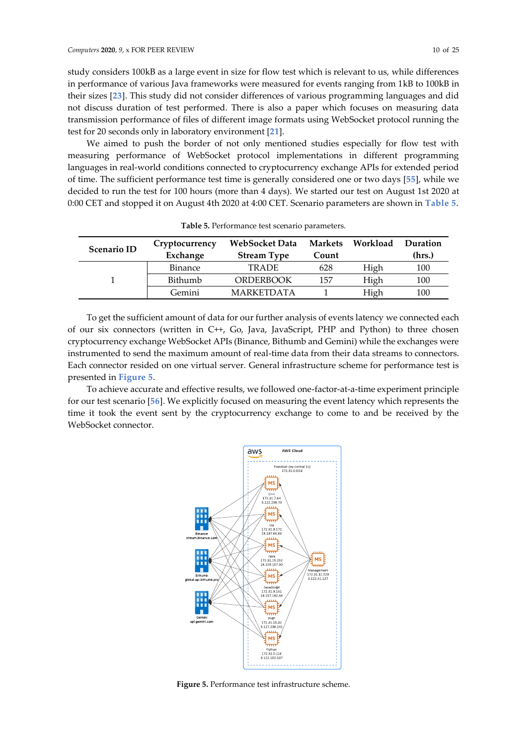study considers 100kB as a large event in size for flow test which is relevant to us, while differences in performance of various Java frameworks were measured for events ranging from 1kB to 100kB in their sizes [23]. This study did not consider differences of various programming languages and did not discuss duration of test performed. There is also a paper which focuses on measuring data transmission performance of files of different image formats using WebSocket protocol running the test for 20 seconds only in laboratory environment [21].

We aimed to push the border of not only mentioned studies especially for flow test with measuring performance of WebSocket protocol implementations in different programming languages in real-world conditions connected to cryptocurrency exchange APIs for extended period of time. The sufficient performance test time is generally considered one or two days [55], while we decided to run the test for 100 hours (more than 4 days). We started our test on August 1st 2020 at 0:00 CET and stopped it on August 4th 2020 at 4:00 CET. Scenario parameters are shown in Table 5.

**Table 5.** Performance test scenario parameters.

| Scenario ID | Cryptocurrency Exchange | WebSocket Data Stream Type | Markets Count | Workload | Duration (hrs.) |
|---|---|---|---|---|---|
| 1 | Binance | TRADE | 628 | High | 100 |
| | Bithumb | ORDERBOOK | 157 | High | 100 |
| | Gemini | MARKETDATA | 1 | High | 100 |

To get the sufficient amount of data for our further analysis of events latency we connected each of our six connectors (written in C++, Go, Java, JavaScript, PHP and Python) to three chosen cryptocurrency exchange WebSocket APIs (Binance, Bithumb and Gemini) while the exchanges were instrumented to send the maximum amount of real-time data from their data streams to connectors. Each connector resided on one virtual server. General infrastructure scheme for performance test is presented in Figure 5.

To achieve accurate and effective results, we followed one-factor-at-a-time experiment principle for our test scenario [56]. We explicitly focused on measuring the event latency which represents the time it took the event sent by the cryptocurrency exchange to come to and be received by the WebSocket connector.

**Figure 5.** Performance test infrastructure scheme.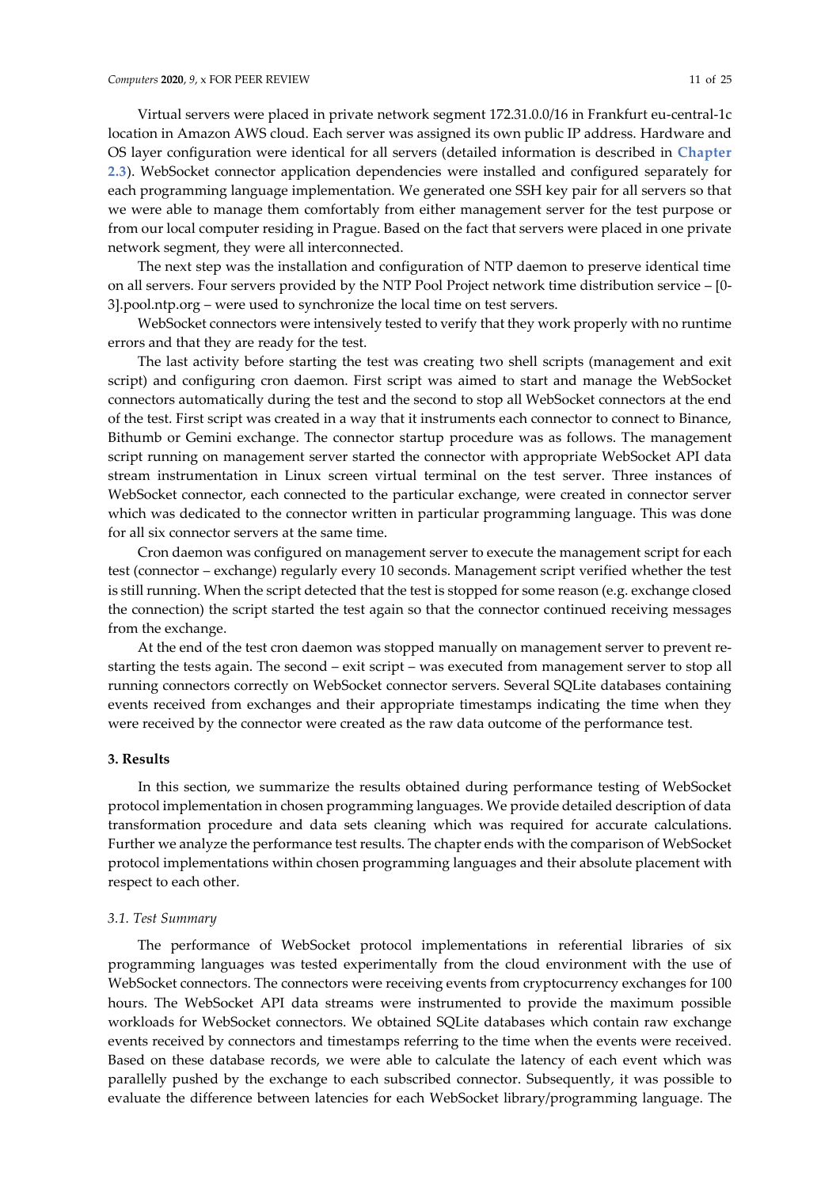Virtual servers were placed in private network segment 172.31.0.0/16 in Frankfurt eu-central-1c location in Amazon AWS cloud. Each server was assigned its own public IP address. Hardware and OS layer configuration were identical for all servers (detailed information is described in **Chapter 2.3**). WebSocket connector application dependencies were installed and configured separately for each programming language implementation. We generated one SSH key pair for all servers so that we were able to manage them comfortably from either management server for the test purpose or from our local computer residing in Prague. Based on the fact that servers were placed in one private network segment, they were all interconnected.

The next step was the installation and configuration of NTP daemon to preserve identical time on all servers. Four servers provided by the NTP Pool Project network time distribution service – [0-3].pool.ntp.org – were used to synchronize the local time on test servers.

WebSocket connectors were intensively tested to verify that they work properly with no runtime errors and that they are ready for the test.

The last activity before starting the test was creating two shell scripts (management and exit script) and configuring cron daemon. First script was aimed to start and manage the WebSocket connectors automatically during the test and the second to stop all WebSocket connectors at the end of the test. First script was created in a way that it instruments each connector to connect to Binance, Bithumb or Gemini exchange. The connector startup procedure was as follows. The management script running on management server started the connector with appropriate WebSocket API data stream instrumentation in Linux screen virtual terminal on the test server. Three instances of WebSocket connector, each connected to the particular exchange, were created in connector server which was dedicated to the connector written in particular programming language. This was done for all six connector servers at the same time.

Cron daemon was configured on management server to execute the management script for each test (connector – exchange) regularly every 10 seconds. Management script verified whether the test is still running. When the script detected that the test is stopped for some reason (e.g. exchange closed the connection) the script started the test again so that the connector continued receiving messages from the exchange.

At the end of the test cron daemon was stopped manually on management server to prevent re-starting the tests again. The second – exit script – was executed from management server to stop all running connectors correctly on WebSocket connector servers. Several SQLite databases containing events received from exchanges and their appropriate timestamps indicating the time when they were received by the connector were created as the raw data outcome of the performance test.

## 3. Results

In this section, we summarize the results obtained during performance testing of WebSocket protocol implementation in chosen programming languages. We provide detailed description of data transformation procedure and data sets cleaning which was required for accurate calculations. Further we analyze the performance test results. The chapter ends with the comparison of WebSocket protocol implementations within chosen programming languages and their absolute placement with respect to each other.

### *3.1. Test Summary*

The performance of WebSocket protocol implementations in referential libraries of six programming languages was tested experimentally from the cloud environment with the use of WebSocket connectors. The connectors were receiving events from cryptocurrency exchanges for 100 hours. The WebSocket API data streams were instrumented to provide the maximum possible workloads for WebSocket connectors. We obtained SQLite databases which contain raw exchange events received by connectors and timestamps referring to the time when the events were received. Based on these database records, we were able to calculate the latency of each event which was parallelly pushed by the exchange to each subscribed connector. Subsequently, it was possible to evaluate the difference between latencies for each WebSocket library/programming language. The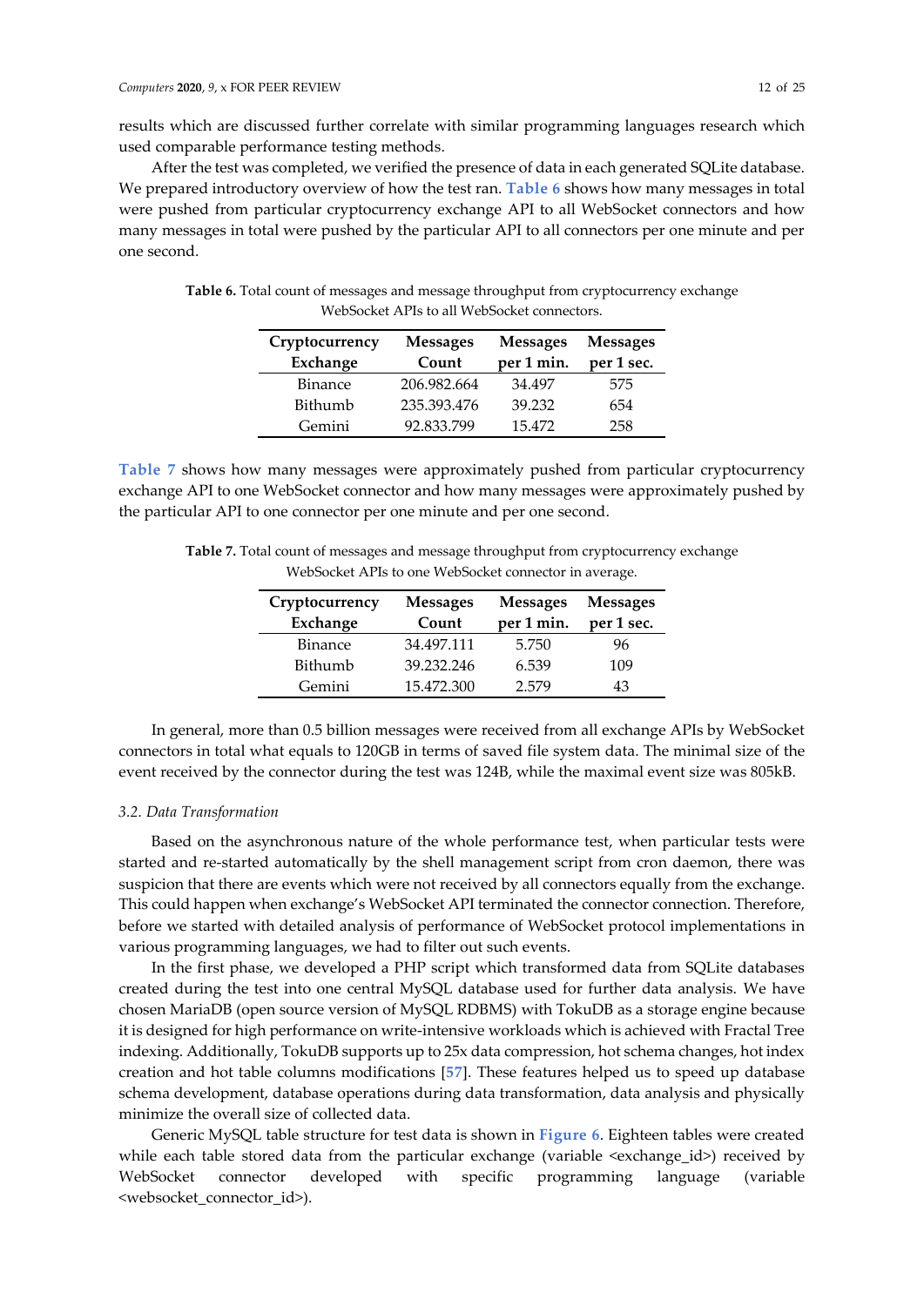results which are discussed further correlate with similar programming languages research which used comparable performance testing methods.

After the test was completed, we verified the presence of data in each generated SQLite database. We prepared introductory overview of how the test ran. Table 6 shows how many messages in total were pushed from particular cryptocurrency exchange API to all WebSocket connectors and how many messages in total were pushed by the particular API to all connectors per one minute and per one second.

**Table 6.** Total count of messages and message throughput from cryptocurrency exchange WebSocket APIs to all WebSocket connectors.

| Cryptocurrency Exchange | Messages Count | Messages per 1 min. | Messages per 1 sec. |
|---|---|---|---|
| Binance | 206.982.664 | 34.497 | 575 |
| Bithumb | 235.393.476 | 39.232 | 654 |
| Gemini | 92.833.799 | 15.472 | 258 |

Table 7 shows how many messages were approximately pushed from particular cryptocurrency exchange API to one WebSocket connector and how many messages were approximately pushed by the particular API to one connector per one minute and per one second.

**Table 7.** Total count of messages and message throughput from cryptocurrency exchange WebSocket APIs to one WebSocket connector in average.

| Cryptocurrency Exchange | Messages Count | Messages per 1 min. | Messages per 1 sec. |
|---|---|---|---|
| Binance | 34.497.111 | 5.750 | 96 |
| Bithumb | 39.232.246 | 6.539 | 109 |
| Gemini | 15.472.300 | 2.579 | 43 |

In general, more than 0.5 billion messages were received from all exchange APIs by WebSocket connectors in total what equals to 120GB in terms of saved file system data. The minimal size of the event received by the connector during the test was 124B, while the maximal event size was 805kB.

### 3.2. Data Transformation

Based on the asynchronous nature of the whole performance test, when particular tests were started and re-started automatically by the shell management script from cron daemon, there was suspicion that there are events which were not received by all connectors equally from the exchange. This could happen when exchange's WebSocket API terminated the connector connection. Therefore, before we started with detailed analysis of performance of WebSocket protocol implementations in various programming languages, we had to filter out such events.

In the first phase, we developed a PHP script which transformed data from SQLite databases created during the test into one central MySQL database used for further data analysis. We have chosen MariaDB (open source version of MySQL RDBMS) with TokuDB as a storage engine because it is designed for high performance on write-intensive workloads which is achieved with Fractal Tree indexing. Additionally, TokuDB supports up to 25x data compression, hot schema changes, hot index creation and hot table columns modifications [57]. These features helped us to speed up database schema development, database operations during data transformation, data analysis and physically minimize the overall size of collected data.

Generic MySQL table structure for test data is shown in Figure 6. Eighteen tables were created while each table stored data from the particular exchange (variable <exchange_id>) received by WebSocket connector developed with specific programming language (variable <websocket_connector_id>).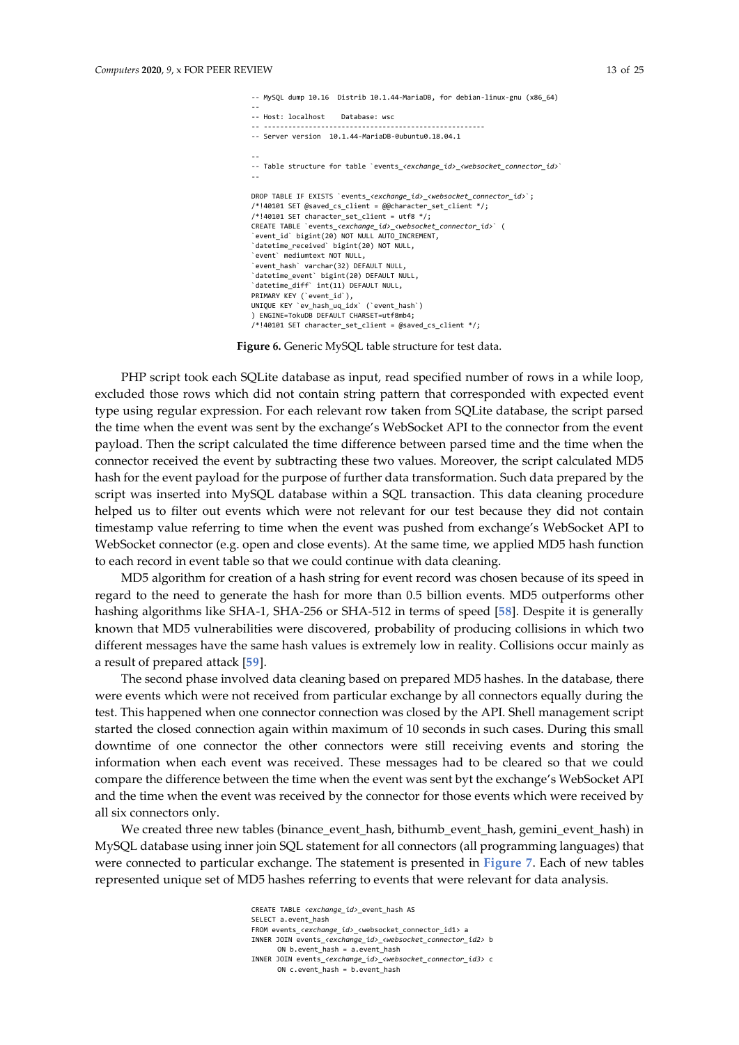```
-- MySQL dump 10.16  Distrib 10.1.44-MariaDB, for debian-linux-gnu (x86_64)
--
-- Host: localhost    Database: wsc
-- ------------------------------------------------------
-- Server version  10.1.44-MariaDB-0ubuntu0.18.04.1

--
-- Table structure for table `events_<exchange_id>_<websocket_connector_id>`
--

DROP TABLE IF EXISTS `events_<exchange_id>_<websocket_connector_id>`;
/*!40101 SET @saved_cs_client = @@character_set_client */;
/*!40101 SET character_set_client = utf8 */;
CREATE TABLE `events_<exchange_id>_<websocket_connector_id>` (
`event_id` bigint(20) NOT NULL AUTO_INCREMENT,
`datetime_received` bigint(20) NOT NULL,
`event` mediumtext NOT NULL,
`event_hash` varchar(32) DEFAULT NULL,
`datetime_event` bigint(20) DEFAULT NULL,
`datetime_diff` int(11) DEFAULT NULL,
PRIMARY KEY (`event_id`),
UNIQUE KEY `ev_hash_uq_idx` (`event_hash`)
) ENGINE=TokuDB DEFAULT CHARSET=utf8mb4;
/*!40101 SET character_set_client = @saved_cs_client */;
```

**Figure 6.** Generic MySQL table structure for test data.

PHP script took each SQLite database as input, read specified number of rows in a while loop, excluded those rows which did not contain string pattern that corresponded with expected event type using regular expression. For each relevant row taken from SQLite database, the script parsed the time when the event was sent by the exchange's WebSocket API to the connector from the event payload. Then the script calculated the time difference between parsed time and the time when the connector received the event by subtracting these two values. Moreover, the script calculated MD5 hash for the event payload for the purpose of further data transformation. Such data prepared by the script was inserted into MySQL database within a SQL transaction. This data cleaning procedure helped us to filter out events which were not relevant for our test because they did not contain timestamp value referring to time when the event was pushed from exchange's WebSocket API to WebSocket connector (e.g. open and close events). At the same time, we applied MD5 hash function to each record in event table so that we could continue with data cleaning.

MD5 algorithm for creation of a hash string for event record was chosen because of its speed in regard to the need to generate the hash for more than 0.5 billion events. MD5 outperforms other hashing algorithms like SHA-1, SHA-256 or SHA-512 in terms of speed [58]. Despite it is generally known that MD5 vulnerabilities were discovered, probability of producing collisions in which two different messages have the same hash values is extremely low in reality. Collisions occur mainly as a result of prepared attack [59].

The second phase involved data cleaning based on prepared MD5 hashes. In the database, there were events which were not received from particular exchange by all connectors equally during the test. This happened when one connector connection was closed by the API. Shell management script started the closed connection again within maximum of 10 seconds in such cases. During this small downtime of one connector the other connectors were still receiving events and storing the information when each event was received. These messages had to be cleared so that we could compare the difference between the time when the event was sent byt the exchange's WebSocket API and the time when the event was received by the connector for those events which were received by all six connectors only.

We created three new tables (binance_event_hash, bithumb_event_hash, gemini_event_hash) in MySQL database using inner join SQL statement for all connectors (all programming languages) that were connected to particular exchange. The statement is presented in Figure 7. Each of new tables represented unique set of MD5 hashes referring to events that were relevant for data analysis.

```
CREATE TABLE <exchange_id>_event_hash AS
SELECT a.event_hash
FROM events_<exchange_id>_<websocket_connector_id1> a
INNER JOIN events_<exchange_id>_<websocket_connector_id2> b
      ON b.event_hash = a.event_hash
INNER JOIN events_<exchange_id>_<websocket_connector_id3> c
      ON c.event_hash = b.event_hash
```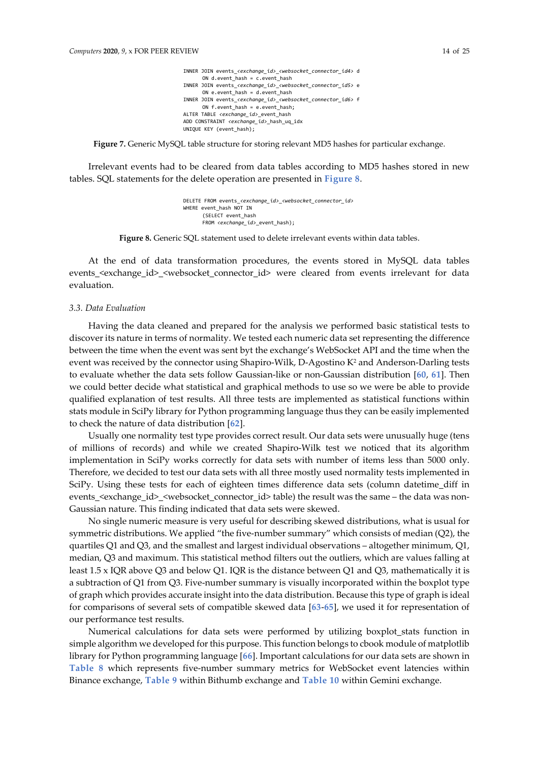```
INNER JOIN events_<exchange_id>_<websocket_connector_id4> d
      ON d.event_hash = c.event_hash
INNER JOIN events_<exchange_id>_<websocket_connector_id5> e
      ON e.event_hash = d.event_hash
INNER JOIN events_<exchange_id>_<websocket_connector_id6> f
      ON f.event_hash = e.event_hash;
ALTER TABLE <exchange_id>_event_hash
ADD CONSTRAINT <exchange_id>_hash_uq_idx
UNIQUE KEY (event_hash);
```

**Figure 7.** Generic MySQL table structure for storing relevant MD5 hashes for particular exchange.

Irrelevant events had to be cleared from data tables according to MD5 hashes stored in new tables. SQL statements for the delete operation are presented in Figure 8.

```
DELETE FROM events_<exchange_id>_<websocket_connector_id>
WHERE event_hash NOT IN
      (SELECT event_hash
      FROM <exchange_id>_event_hash);
```

**Figure 8.** Generic SQL statement used to delete irrelevant events within data tables.

At the end of data transformation procedures, the events stored in MySQL data tables events_<exchange_id>_<websocket_connector_id> were cleared from events irrelevant for data evaluation.

### 3.3. Data Evaluation

Having the data cleaned and prepared for the analysis we performed basic statistical tests to discover its nature in terms of normality. We tested each numeric data set representing the difference between the time when the event was sent byt the exchange's WebSocket API and the time when the event was received by the connector using Shapiro-Wilk, D-Agostino $K^2$ and Anderson-Darling tests to evaluate whether the data sets follow Gaussian-like or non-Gaussian distribution [60, 61]. Then we could better decide what statistical and graphical methods to use so we were be able to provide qualified explanation of test results. All three tests are implemented as statistical functions within stats module in SciPy library for Python programming language thus they can be easily implemented to check the nature of data distribution [62].

Usually one normality test type provides correct result. Our data sets were unusually huge (tens of millions of records) and while we created Shapiro-Wilk test we noticed that its algorithm implementation in SciPy works correctly for data sets with number of items less than 5000 only. Therefore, we decided to test our data sets with all three mostly used normality tests implemented in SciPy. Using these tests for each of eighteen times difference data sets (column datetime_diff in events_<exchange_id>_<websocket_connector_id> table) the result was the same – the data was non-Gaussian nature. This finding indicated that data sets were skewed.

No single numeric measure is very useful for describing skewed distributions, what is usual for symmetric distributions. We applied "the five-number summary" which consists of median (Q2), the quartiles Q1 and Q3, and the smallest and largest individual observations – altogether minimum, Q1, median, Q3 and maximum. This statistical method filters out the outliers, which are values falling at least 1.5 x IQR above Q3 and below Q1. IQR is the distance between Q1 and Q3, mathematically it is a subtraction of Q1 from Q3. Five-number summary is visually incorporated within the boxplot type of graph which provides accurate insight into the data distribution. Because this type of graph is ideal for comparisons of several sets of compatible skewed data [63-65], we used it for representation of our performance test results.

Numerical calculations for data sets were performed by utilizing boxplot_stats function in simple algorithm we developed for this purpose. This function belongs to cbook module of matplotlib library for Python programming language [66]. Important calculations for our data sets are shown in Table 8 which represents five-number summary metrics for WebSocket event latencies within Binance exchange, Table 9 within Bithumb exchange and Table 10 within Gemini exchange.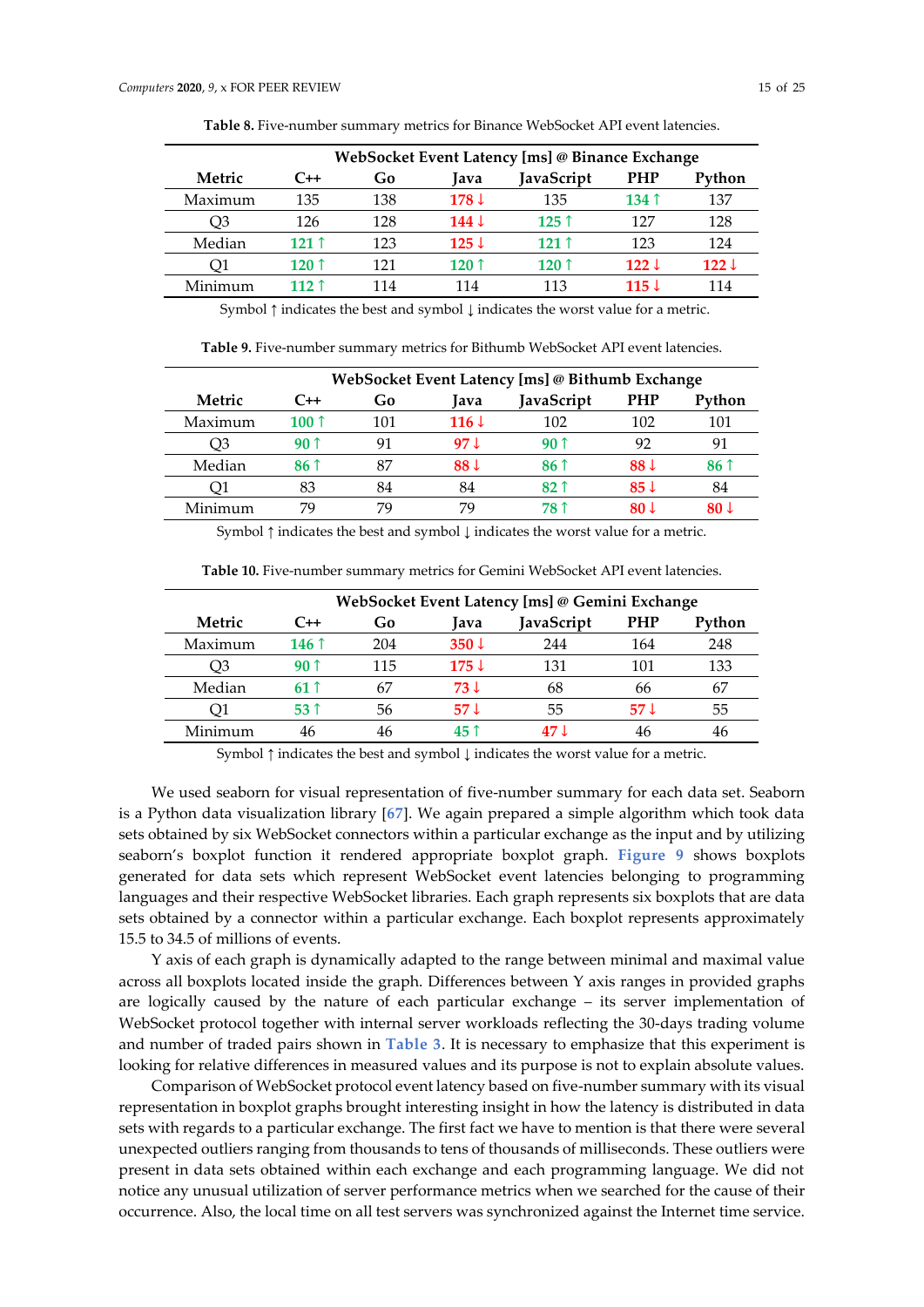**Table 8.** Five-number summary metrics for Binance WebSocket API event latencies.

| Metric | WebSocket Event Latency [ms] @ Binance Exchange | | | | | |
|---|---|---|---|---|---|---|
| | C++ | Go | Java | JavaScript | PHP | Python |
| Maximum | 135 | 138 | **178 ↓** | 135 | **134 ↑** | 137 |
| Q3 | 126 | 128 | **144 ↓** | **125 ↑** | 127 | 128 |
| Median | **121 ↑** | 123 | **125 ↓** | **121 ↑** | 123 | 124 |
| Q1 | **120 ↑** | 121 | **120 ↑** | **120 ↑** | **122 ↓** | **122 ↓** |
| Minimum | **112 ↑** | 114 | 114 | 113 | **115 ↓** | 114 |

Symbol ↑ indicates the best and symbol ↓ indicates the worst value for a metric.

**Table 9.** Five-number summary metrics for Bithumb WebSocket API event latencies.

| Metric | WebSocket Event Latency [ms] @ Bithumb Exchange | | | | | |
|---|---|---|---|---|---|---|
| | C++ | Go | Java | JavaScript | PHP | Python |
| Maximum | **100 ↑** | 101 | **116 ↓** | 102 | 102 | 101 |
| Q3 | **90 ↑** | 91 | **97 ↓** | **90 ↑** | 92 | 91 |
| Median | **86 ↑** | 87 | **88 ↓** | **86 ↑** | **88 ↓** | **86 ↑** |
| Q1 | 83 | 84 | 84 | **82 ↑** | **85 ↓** | 84 |
| Minimum | 79 | 79 | 79 | **78 ↑** | **80 ↓** | **80 ↓** |

Symbol ↑ indicates the best and symbol ↓ indicates the worst value for a metric.

**Table 10.** Five-number summary metrics for Gemini WebSocket API event latencies.

| Metric | WebSocket Event Latency [ms] @ Gemini Exchange | | | | | |
|---|---|---|---|---|---|---|
| | C++ | Go | Java | JavaScript | PHP | Python |
| Maximum | **146 ↑** | 204 | **350 ↓** | 244 | 164 | 248 |
| Q3 | **90 ↑** | 115 | **175 ↓** | 131 | 101 | 133 |
| Median | **61 ↑** | 67 | **73 ↓** | 68 | 66 | 67 |
| Q1 | **53 ↑** | 56 | **57 ↓** | 55 | **57 ↓** | 55 |
| Minimum | 46 | 46 | **45 ↑** | **47 ↓** | 46 | 46 |

Symbol ↑ indicates the best and symbol ↓ indicates the worst value for a metric.

We used seaborn for visual representation of five-number summary for each data set. Seaborn is a Python data visualization library [67]. We again prepared a simple algorithm which took data sets obtained by six WebSocket connectors within a particular exchange as the input and by utilizing seaborn's boxplot function it rendered appropriate boxplot graph. Figure 9 shows boxplots generated for data sets which represent WebSocket event latencies belonging to programming languages and their respective WebSocket libraries. Each graph represents six boxplots that are data sets obtained by a connector within a particular exchange. Each boxplot represents approximately 15.5 to 34.5 of millions of events.

Y axis of each graph is dynamically adapted to the range between minimal and maximal value across all boxplots located inside the graph. Differences between Y axis ranges in provided graphs are logically caused by the nature of each particular exchange – its server implementation of WebSocket protocol together with internal server workloads reflecting the 30-days trading volume and number of traded pairs shown in Table 3. It is necessary to emphasize that this experiment is looking for relative differences in measured values and its purpose is not to explain absolute values.

Comparison of WebSocket protocol event latency based on five-number summary with its visual representation in boxplot graphs brought interesting insight in how the latency is distributed in data sets with regards to a particular exchange. The first fact we have to mention is that there were several unexpected outliers ranging from thousands to tens of thousands of milliseconds. These outliers were present in data sets obtained within each exchange and each programming language. We did not notice any unusual utilization of server performance metrics when we searched for the cause of their occurrence. Also, the local time on all test servers was synchronized against the Internet time service.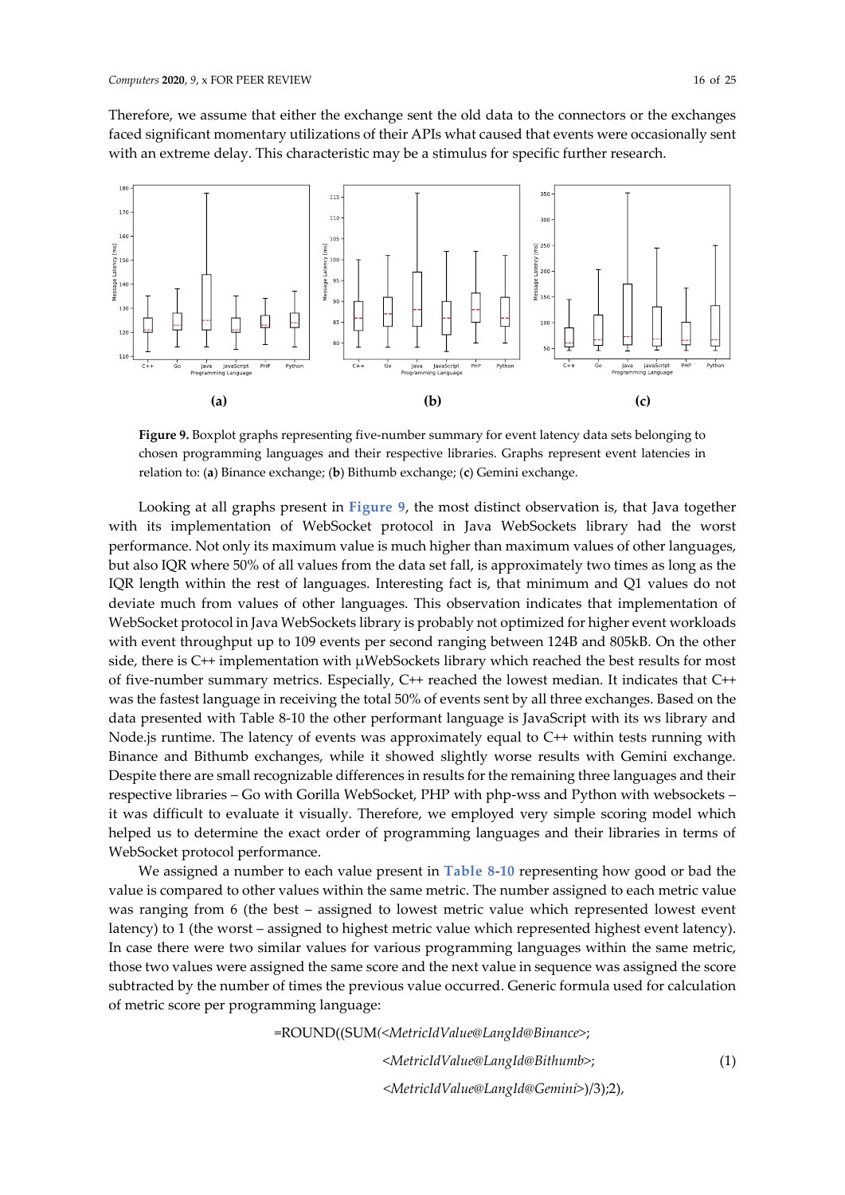Therefore, we assume that either the exchange sent the old data to the connectors or the exchanges faced significant momentary utilizations of their APIs what caused that events were occasionally sent with an extreme delay. This characteristic may be a stimulus for specific further research.

**Figure 9.** Boxplot graphs representing five-number summary for event latency data sets belonging to chosen programming languages and their respective libraries. Graphs represent event latencies in relation to: (**a**) Binance exchange; (**b**) Bithumb exchange; (**c**) Gemini exchange.

Looking at all graphs present in Figure 9, the most distinct observation is, that Java together with its implementation of WebSocket protocol in Java WebSockets library had the worst performance. Not only its maximum value is much higher than maximum values of other languages, but also IQR where 50% of all values from the data set fall, is approximately two times as long as the IQR length within the rest of languages. Interesting fact is, that minimum and Q1 values do not deviate much from values of other languages. This observation indicates that implementation of WebSocket protocol in Java WebSockets library is probably not optimized for higher event workloads with event throughput up to 109 events per second ranging between 124B and 805kB. On the other side, there is C++ implementation with µWebSockets library which reached the best results for most of five-number summary metrics. Especially, C++ reached the lowest median. It indicates that C++ was the fastest language in receiving the total 50% of events sent by all three exchanges. Based on the data presented with Table 8-10 the other performant language is JavaScript with its ws library and Node.js runtime. The latency of events was approximately equal to C++ within tests running with Binance and Bithumb exchanges, while it showed slightly worse results with Gemini exchange. Despite there are small recognizable differences in results for the remaining three languages and their respective libraries – Go with Gorilla WebSocket, PHP with php-wss and Python with websockets – it was difficult to evaluate it visually. Therefore, we employed very simple scoring model which helped us to determine the exact order of programming languages and their libraries in terms of WebSocket protocol performance.

We assigned a number to each value present in Table 8-10 representing how good or bad the value is compared to other values within the same metric. The number assigned to each metric value was ranging from 6 (the best – assigned to lowest metric value which represented lowest event latency) to 1 (the worst – assigned to highest metric value which represented highest event latency). In case there were two similar values for various programming languages within the same metric, those two values were assigned the same score and the next value in sequence was assigned the score subtracted by the number of times the previous value occurred. Generic formula used for calculation of metric score per programming language:

```
=ROUND((SUM(<MetricIdValue@LangId@Binance>;
            <MetricIdValue@LangId@Bithumb>;            (1)
            <MetricIdValue@LangId@Gemini>)/3);2),
```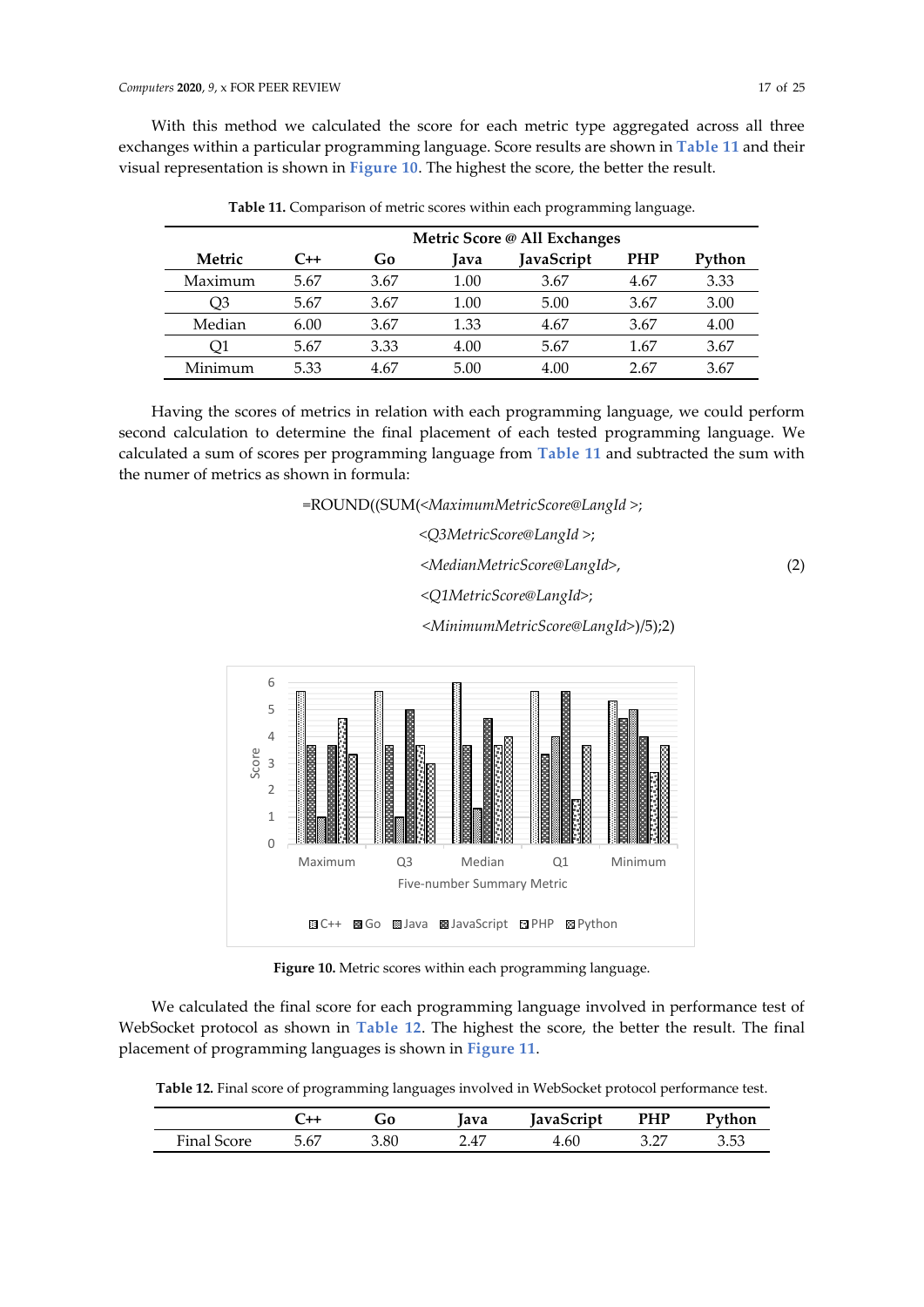With this method we calculated the score for each metric type aggregated across all three exchanges within a particular programming language. Score results are shown in Table 11 and their visual representation is shown in Figure 10. The highest the score, the better the result.

**Table 11.** Comparison of metric scores within each programming language.

| | Metric Score @ All Exchanges | | | | | |
|---|---|---|---|---|---|---|
| **Metric** | **C++** | **Go** | **Java** | **JavaScript** | **PHP** | **Python** |
| Maximum | 5.67 | 3.67 | 1.00 | 3.67 | 4.67 | 3.33 |
| Q3 | 5.67 | 3.67 | 1.00 | 5.00 | 3.67 | 3.00 |
| Median | 6.00 | 3.67 | 1.33 | 4.67 | 3.67 | 4.00 |
| Q1 | 5.67 | 3.33 | 4.00 | 5.67 | 1.67 | 3.67 |
| Minimum | 5.33 | 4.67 | 5.00 | 4.00 | 2.67 | 3.67 |

Having the scores of metrics in relation with each programming language, we could perform second calculation to determine the final placement of each tested programming language. We calculated a sum of scores per programming language from Table 11 and subtracted the sum with the numer of metrics as shown in formula:

=ROUND((SUM(<*MaximumMetricScore@LangId* >;
<*Q3MetricScore@LangId* >;
<*MedianMetricScore@LangId*>,
<*Q1MetricScore@LangId*>;
<*MinimumMetricScore@LangId*>)/5);2) (2)

**Figure 10.** Metric scores within each programming language.

We calculated the final score for each programming language involved in performance test of WebSocket protocol as shown in Table 12. The highest the score, the better the result. The final placement of programming languages is shown in Figure 11.

**Table 12.** Final score of programming languages involved in WebSocket protocol performance test.

| | **C++** | **Go** | **Java** | **JavaScript** | **PHP** | **Python** |
|---|---|---|---|---|---|---|
| Final Score | 5.67 | 3.80 | 2.47 | 4.60 | 3.27 | 3.53 |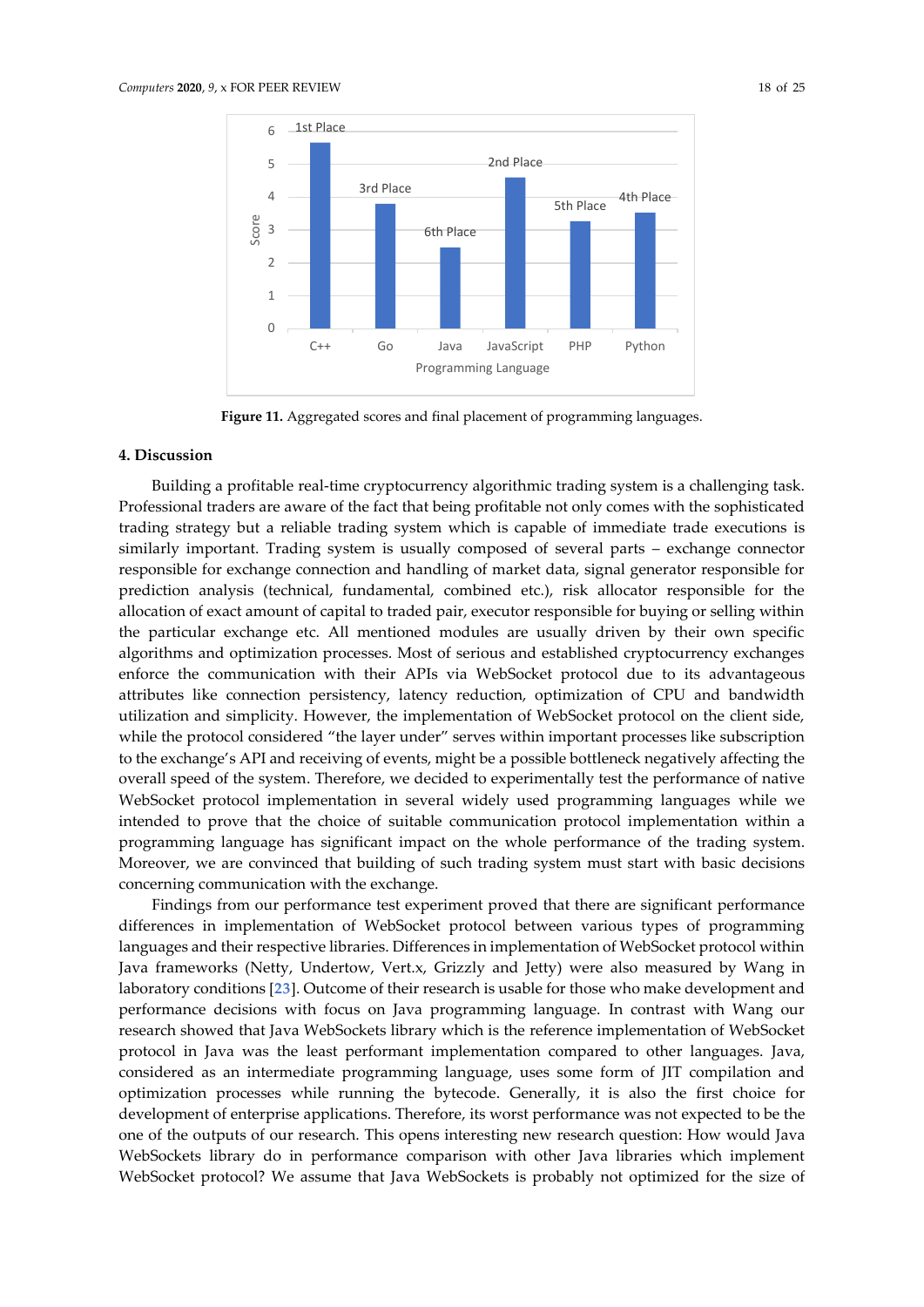Figure 11. Aggregated scores and final placement of programming languages.

## 4. Discussion

Building a profitable real-time cryptocurrency algorithmic trading system is a challenging task. Professional traders are aware of the fact that being profitable not only comes with the sophisticated trading strategy but a reliable trading system which is capable of immediate trade executions is similarly important. Trading system is usually composed of several parts – exchange connector responsible for exchange connection and handling of market data, signal generator responsible for prediction analysis (technical, fundamental, combined etc.), risk allocator responsible for the allocation of exact amount of capital to traded pair, executor responsible for buying or selling within the particular exchange etc. All mentioned modules are usually driven by their own specific algorithms and optimization processes. Most of serious and established cryptocurrency exchanges enforce the communication with their APIs via WebSocket protocol due to its advantageous attributes like connection persistency, latency reduction, optimization of CPU and bandwidth utilization and simplicity. However, the implementation of WebSocket protocol on the client side, while the protocol considered "the layer under" serves within important processes like subscription to the exchange's API and receiving of events, might be a possible bottleneck negatively affecting the overall speed of the system. Therefore, we decided to experimentally test the performance of native WebSocket protocol implementation in several widely used programming languages while we intended to prove that the choice of suitable communication protocol implementation within a programming language has significant impact on the whole performance of the trading system. Moreover, we are convinced that building of such trading system must start with basic decisions concerning communication with the exchange.

Findings from our performance test experiment proved that there are significant performance differences in implementation of WebSocket protocol between various types of programming languages and their respective libraries. Differences in implementation of WebSocket protocol within Java frameworks (Netty, Undertow, Vert.x, Grizzly and Jetty) were also measured by Wang in laboratory conditions [23]. Outcome of their research is usable for those who make development and performance decisions with focus on Java programming language. In contrast with Wang our research showed that Java WebSockets library which is the reference implementation of WebSocket protocol in Java was the least performant implementation compared to other languages. Java, considered as an intermediate programming language, uses some form of JIT compilation and optimization processes while running the bytecode. Generally, it is also the first choice for development of enterprise applications. Therefore, its worst performance was not expected to be the one of the outputs of our research. This opens interesting new research question: How would Java WebSockets library do in performance comparison with other Java libraries which implement WebSocket protocol? We assume that Java WebSockets is probably not optimized for the size of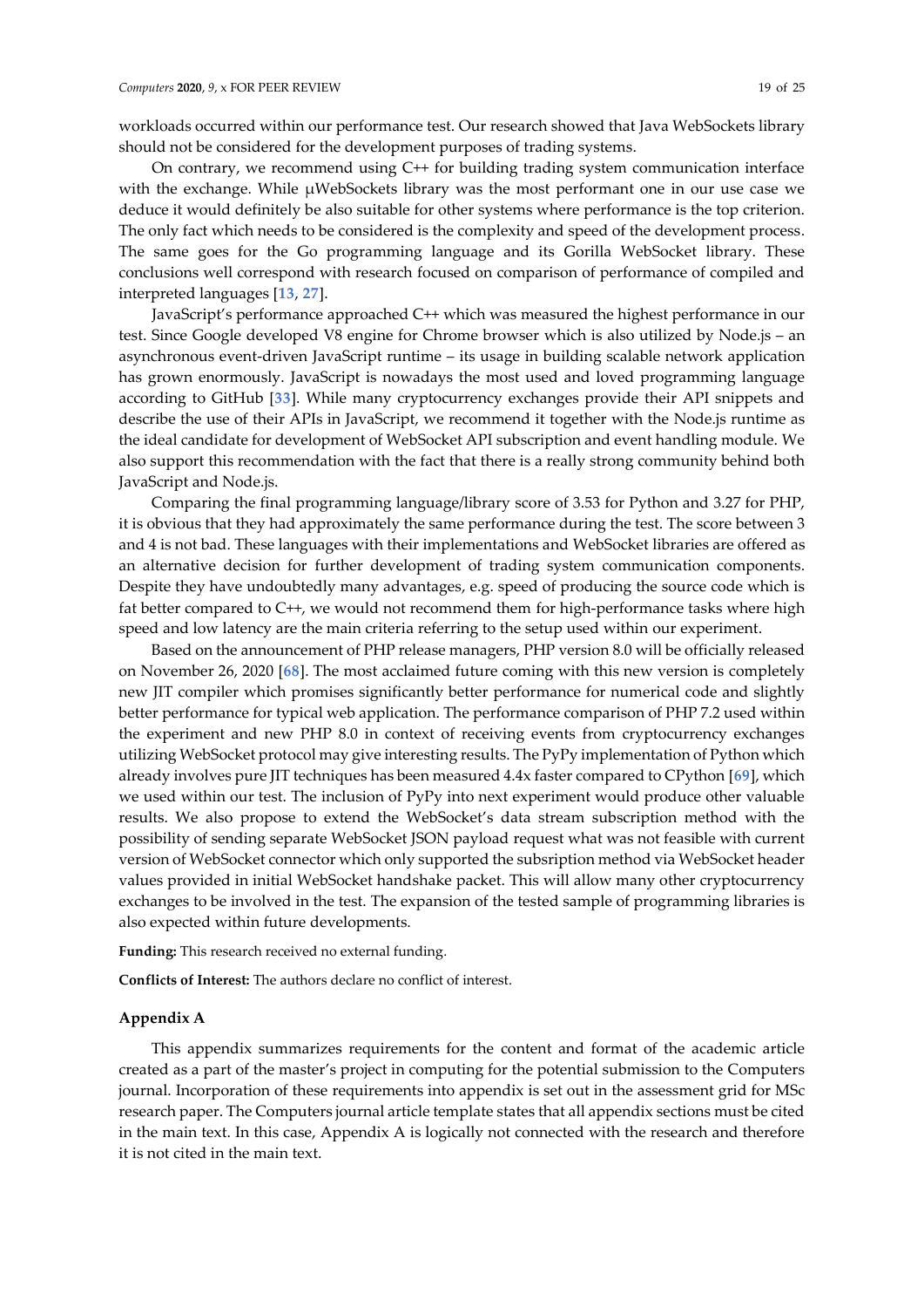workloads occurred within our performance test. Our research showed that Java WebSockets library should not be considered for the development purposes of trading systems.

On contrary, we recommend using C++ for building trading system communication interface with the exchange. While μWebSockets library was the most performant one in our use case we deduce it would definitely be also suitable for other systems where performance is the top criterion. The only fact which needs to be considered is the complexity and speed of the development process. The same goes for the Go programming language and its Gorilla WebSocket library. These conclusions well correspond with research focused on comparison of performance of compiled and interpreted languages [13, 27].

JavaScript's performance approached C++ which was measured the highest performance in our test. Since Google developed V8 engine for Chrome browser which is also utilized by Node.js – an asynchronous event-driven JavaScript runtime – its usage in building scalable network application has grown enormously. JavaScript is nowadays the most used and loved programming language according to GitHub [33]. While many cryptocurrency exchanges provide their API snippets and describe the use of their APIs in JavaScript, we recommend it together with the Node.js runtime as the ideal candidate for development of WebSocket API subscription and event handling module. We also support this recommendation with the fact that there is a really strong community behind both JavaScript and Node.js.

Comparing the final programming language/library score of 3.53 for Python and 3.27 for PHP, it is obvious that they had approximately the same performance during the test. The score between 3 and 4 is not bad. These languages with their implementations and WebSocket libraries are offered as an alternative decision for further development of trading system communication components. Despite they have undoubtedly many advantages, e.g. speed of producing the source code which is fat better compared to C++, we would not recommend them for high-performance tasks where high speed and low latency are the main criteria referring to the setup used within our experiment.

Based on the announcement of PHP release managers, PHP version 8.0 will be officially released on November 26, 2020 [68]. The most acclaimed future coming with this new version is completely new JIT compiler which promises significantly better performance for numerical code and slightly better performance for typical web application. The performance comparison of PHP 7.2 used within the experiment and new PHP 8.0 in context of receiving events from cryptocurrency exchanges utilizing WebSocket protocol may give interesting results. The PyPy implementation of Python which already involves pure JIT techniques has been measured 4.4x faster compared to CPython [69], which we used within our test. The inclusion of PyPy into next experiment would produce other valuable results. We also propose to extend the WebSocket's data stream subscription method with the possibility of sending separate WebSocket JSON payload request what was not feasible with current version of WebSocket connector which only supported the subsription method via WebSocket header values provided in initial WebSocket handshake packet. This will allow many other cryptocurrency exchanges to be involved in the test. The expansion of the tested sample of programming libraries is also expected within future developments.

**Funding:** This research received no external funding.

**Conflicts of Interest:** The authors declare no conflict of interest.

## Appendix A

This appendix summarizes requirements for the content and format of the academic article created as a part of the master's project in computing for the potential submission to the Computers journal. Incorporation of these requirements into appendix is set out in the assessment grid for MSc research paper. The Computers journal article template states that all appendix sections must be cited in the main text. In this case, Appendix A is logically not connected with the research and therefore it is not cited in the main text.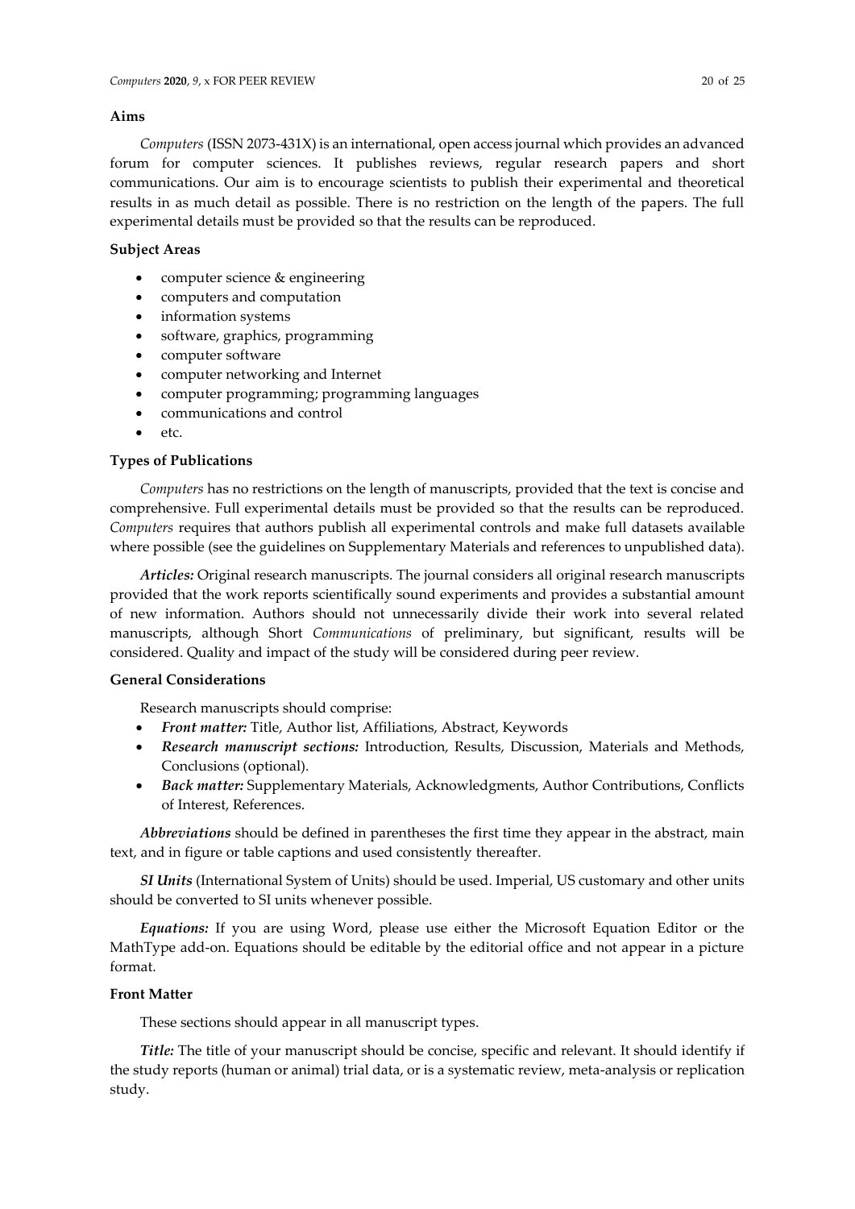**Aims**

*Computers* (ISSN 2073-431X) is an international, open access journal which provides an advanced forum for computer sciences. It publishes reviews, regular research papers and short communications. Our aim is to encourage scientists to publish their experimental and theoretical results in as much detail as possible. There is no restriction on the length of the papers. The full experimental details must be provided so that the results can be reproduced.

**Subject Areas**

- computer science & engineering
- computers and computation
- information systems
- software, graphics, programming
- computer software
- computer networking and Internet
- computer programming; programming languages
- communications and control
- etc.

**Types of Publications**

*Computers* has no restrictions on the length of manuscripts, provided that the text is concise and comprehensive. Full experimental details must be provided so that the results can be reproduced. *Computers* requires that authors publish all experimental controls and make full datasets available where possible (see the guidelines on Supplementary Materials and references to unpublished data).

***Articles:*** Original research manuscripts. The journal considers all original research manuscripts provided that the work reports scientifically sound experiments and provides a substantial amount of new information. Authors should not unnecessarily divide their work into several related manuscripts, although Short *Communications* of preliminary, but significant, results will be considered. Quality and impact of the study will be considered during peer review.

**General Considerations**

Research manuscripts should comprise:

- ***Front matter:*** Title, Author list, Affiliations, Abstract, Keywords
- ***Research manuscript sections:*** Introduction, Results, Discussion, Materials and Methods, Conclusions (optional).
- ***Back matter:*** Supplementary Materials, Acknowledgments, Author Contributions, Conflicts of Interest, References.

***Abbreviations*** should be defined in parentheses the first time they appear in the abstract, main text, and in figure or table captions and used consistently thereafter.

***SI Units*** (International System of Units) should be used. Imperial, US customary and other units should be converted to SI units whenever possible.

***Equations:*** If you are using Word, please use either the Microsoft Equation Editor or the MathType add-on. Equations should be editable by the editorial office and not appear in a picture format.

**Front Matter**

These sections should appear in all manuscript types.

***Title:*** The title of your manuscript should be concise, specific and relevant. It should identify if the study reports (human or animal) trial data, or is a systematic review, meta-analysis or replication study.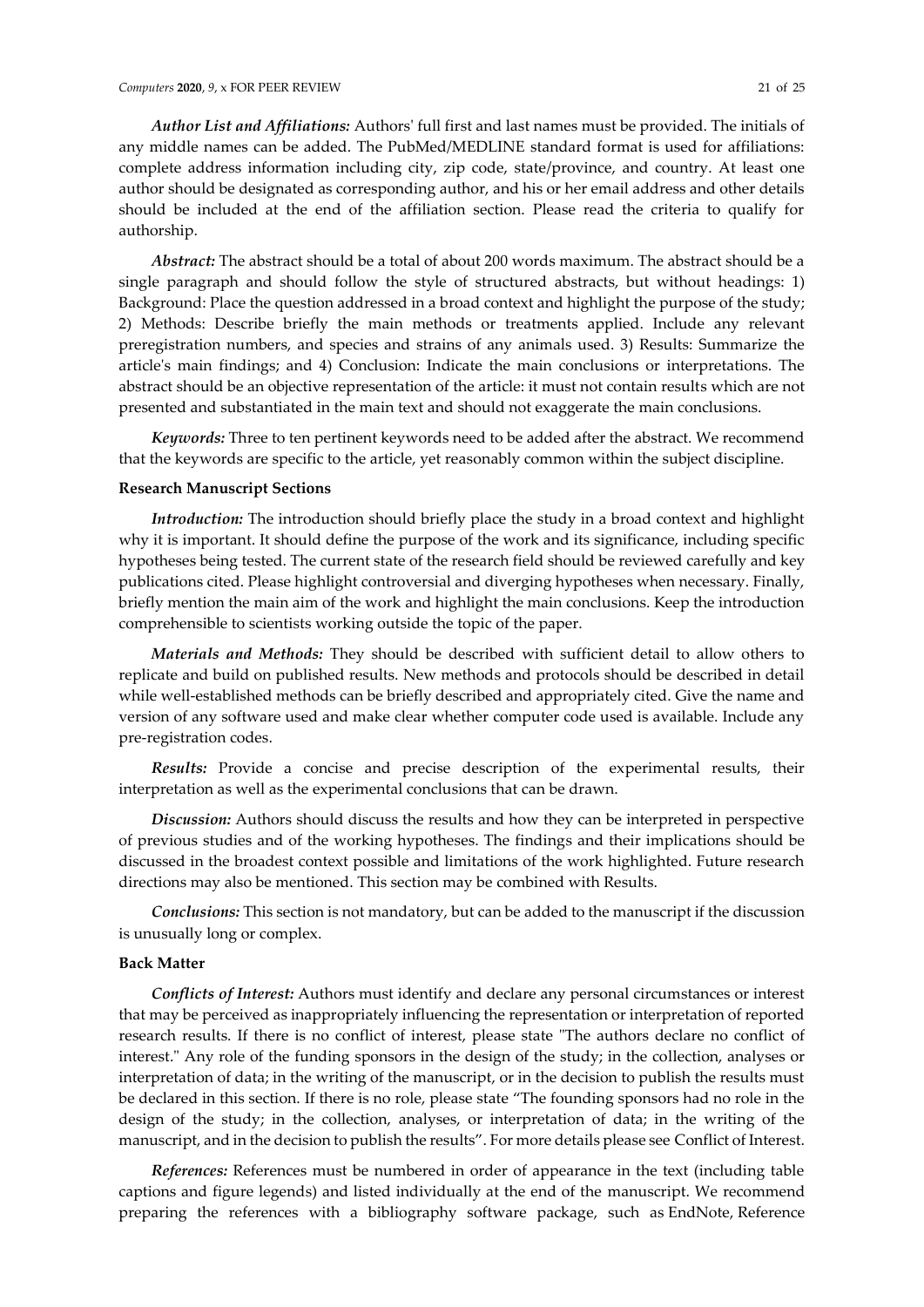***Author List and Affiliations:*** Authors' full first and last names must be provided. The initials of any middle names can be added. The PubMed/MEDLINE standard format is used for affiliations: complete address information including city, zip code, state/province, and country. At least one author should be designated as corresponding author, and his or her email address and other details should be included at the end of the affiliation section. Please read the criteria to qualify for authorship.

***Abstract:*** The abstract should be a total of about 200 words maximum. The abstract should be a single paragraph and should follow the style of structured abstracts, but without headings: 1) Background: Place the question addressed in a broad context and highlight the purpose of the study; 2) Methods: Describe briefly the main methods or treatments applied. Include any relevant preregistration numbers, and species and strains of any animals used. 3) Results: Summarize the article's main findings; and 4) Conclusion: Indicate the main conclusions or interpretations. The abstract should be an objective representation of the article: it must not contain results which are not presented and substantiated in the main text and should not exaggerate the main conclusions.

***Keywords:*** Three to ten pertinent keywords need to be added after the abstract. We recommend that the keywords are specific to the article, yet reasonably common within the subject discipline.

**Research Manuscript Sections**

***Introduction:*** The introduction should briefly place the study in a broad context and highlight why it is important. It should define the purpose of the work and its significance, including specific hypotheses being tested. The current state of the research field should be reviewed carefully and key publications cited. Please highlight controversial and diverging hypotheses when necessary. Finally, briefly mention the main aim of the work and highlight the main conclusions. Keep the introduction comprehensible to scientists working outside the topic of the paper.

***Materials and Methods:*** They should be described with sufficient detail to allow others to replicate and build on published results. New methods and protocols should be described in detail while well-established methods can be briefly described and appropriately cited. Give the name and version of any software used and make clear whether computer code used is available. Include any pre-registration codes.

***Results:*** Provide a concise and precise description of the experimental results, their interpretation as well as the experimental conclusions that can be drawn.

***Discussion:*** Authors should discuss the results and how they can be interpreted in perspective of previous studies and of the working hypotheses. The findings and their implications should be discussed in the broadest context possible and limitations of the work highlighted. Future research directions may also be mentioned. This section may be combined with Results.

***Conclusions:*** This section is not mandatory, but can be added to the manuscript if the discussion is unusually long or complex.

**Back Matter**

***Conflicts of Interest:*** Authors must identify and declare any personal circumstances or interest that may be perceived as inappropriately influencing the representation or interpretation of reported research results. If there is no conflict of interest, please state "The authors declare no conflict of interest." Any role of the funding sponsors in the design of the study; in the collection, analyses or interpretation of data; in the writing of the manuscript, or in the decision to publish the results must be declared in this section. If there is no role, please state "The founding sponsors had no role in the design of the study; in the collection, analyses, or interpretation of data; in the writing of the manuscript, and in the decision to publish the results". For more details please see Conflict of Interest.

***References:*** References must be numbered in order of appearance in the text (including table captions and figure legends) and listed individually at the end of the manuscript. We recommend preparing the references with a bibliography software package, such as EndNote, Reference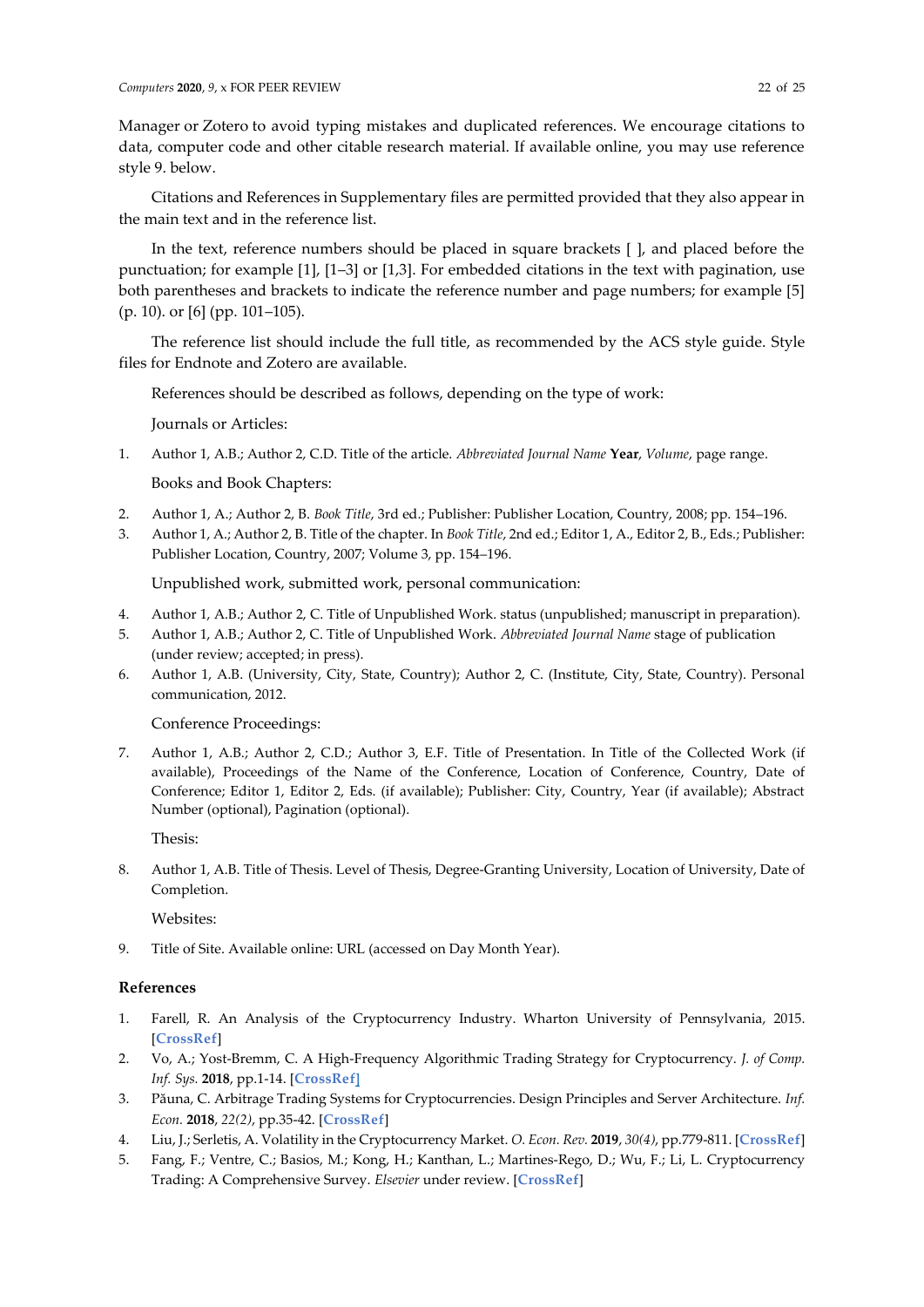Manager or Zotero to avoid typing mistakes and duplicated references. We encourage citations to data, computer code and other citable research material. If available online, you may use reference style 9. below.

Citations and References in Supplementary files are permitted provided that they also appear in the main text and in the reference list.

In the text, reference numbers should be placed in square brackets [ ], and placed before the punctuation; for example [1], [1–3] or [1,3]. For embedded citations in the text with pagination, use both parentheses and brackets to indicate the reference number and page numbers; for example [5] (p. 10). or [6] (pp. 101–105).

The reference list should include the full title, as recommended by the ACS style guide. Style files for Endnote and Zotero are available.

References should be described as follows, depending on the type of work:

Journals or Articles:

1. Author 1, A.B.; Author 2, C.D. Title of the article. *Abbreviated Journal Name* **Year**, *Volume*, page range.

Books and Book Chapters:

2. Author 1, A.; Author 2, B. *Book Title*, 3rd ed.; Publisher: Publisher Location, Country, 2008; pp. 154–196.
3. Author 1, A.; Author 2, B. Title of the chapter. In *Book Title*, 2nd ed.; Editor 1, A., Editor 2, B., Eds.; Publisher: Publisher Location, Country, 2007; Volume 3, pp. 154–196.

Unpublished work, submitted work, personal communication:

4. Author 1, A.B.; Author 2, C. Title of Unpublished Work. status (unpublished; manuscript in preparation).
5. Author 1, A.B.; Author 2, C. Title of Unpublished Work. *Abbreviated Journal Name* stage of publication (under review; accepted; in press).
6. Author 1, A.B. (University, City, State, Country); Author 2, C. (Institute, City, State, Country). Personal communication, 2012.

Conference Proceedings:

7. Author 1, A.B.; Author 2, C.D.; Author 3, E.F. Title of Presentation. In Title of the Collected Work (if available), Proceedings of the Name of the Conference, Location of Conference, Country, Date of Conference; Editor 1, Editor 2, Eds. (if available); Publisher: City, Country, Year (if available); Abstract Number (optional), Pagination (optional).

Thesis:

8. Author 1, A.B. Title of Thesis. Level of Thesis, Degree-Granting University, Location of University, Date of Completion.

Websites:

9. Title of Site. Available online: URL (accessed on Day Month Year).

## References

1. Farell, R. An Analysis of the Cryptocurrency Industry. Wharton University of Pennsylvania, 2015. [**CrossRef**]
2. Vo, A.; Yost-Bremm, C. A High-Frequency Algorithmic Trading Strategy for Cryptocurrency. *J. of Comp. Inf. Sys.* **2018**, pp.1-14. [**CrossRef**]
3. Păuna, C. Arbitrage Trading Systems for Cryptocurrencies. Design Principles and Server Architecture. *Inf. Econ.* **2018**, *22(2)*, pp.35-42. [**CrossRef**]
4. Liu, J.; Serletis, A. Volatility in the Cryptocurrency Market. *O. Econ. Rev.* **2019**, *30(4)*, pp.779-811. [**CrossRef**]
5. Fang, F.; Ventre, C.; Basios, M.; Kong, H.; Kanthan, L.; Martines-Rego, D.; Wu, F.; Li, L. Cryptocurrency Trading: A Comprehensive Survey. *Elsevier* under review. [**CrossRef**]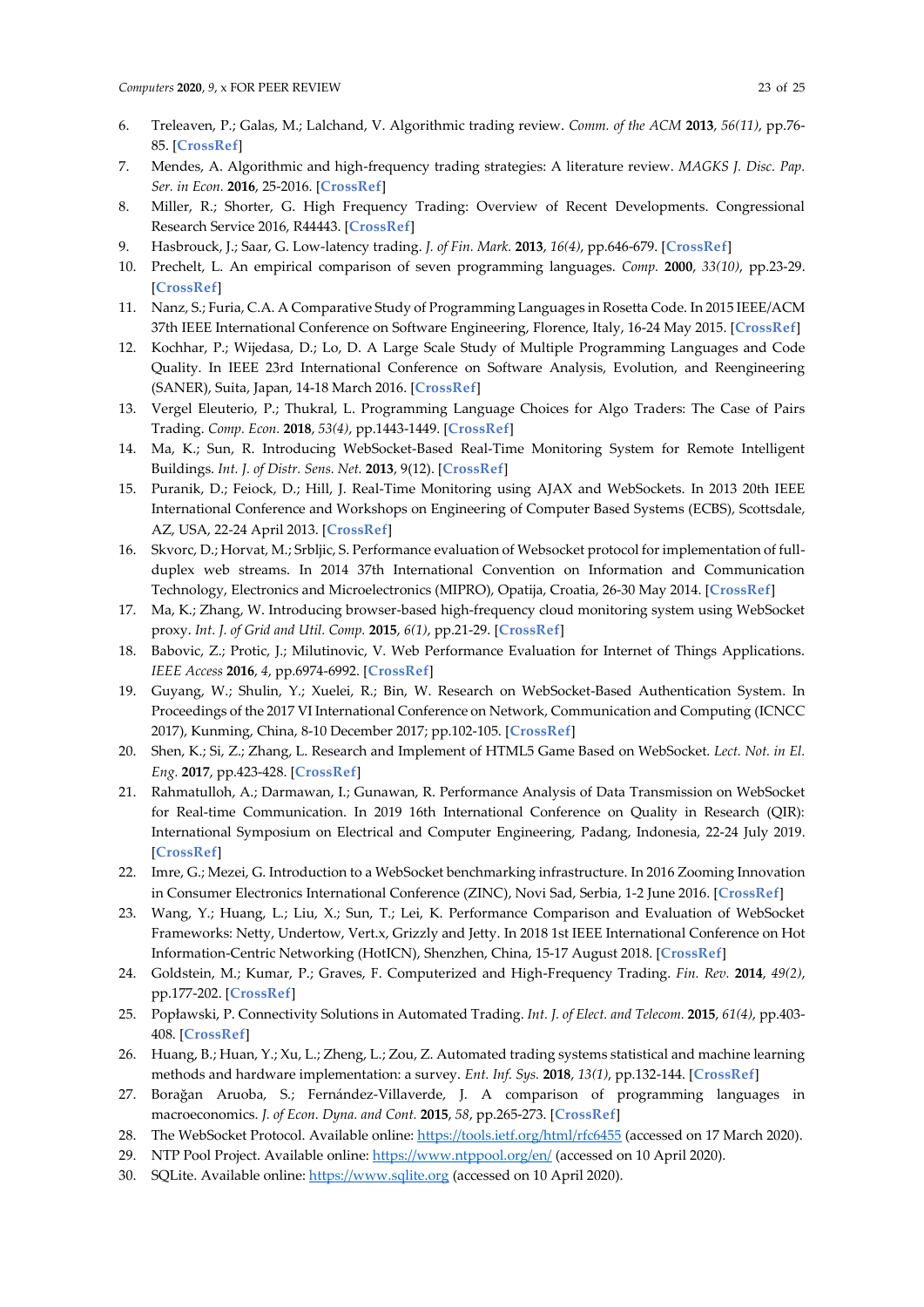6. Treleaven, P.; Galas, M.; Lalchand, V. Algorithmic trading review. *Comm. of the ACM* **2013**, *56(11)*, pp.76-85. [**CrossRef**]
7. Mendes, A. Algorithmic and high-frequency trading strategies: A literature review. *MAGKS J. Disc. Pap. Ser. in Econ.* **2016**, 25-2016. [**CrossRef**]
8. Miller, R.; Shorter, G. High Frequency Trading: Overview of Recent Developments. Congressional Research Service 2016, R44443. [**CrossRef**]
9. Hasbrouck, J.; Saar, G. Low-latency trading. *J. of Fin. Mark.* **2013**, *16(4)*, pp.646-679. [**CrossRef**]
10. Prechelt, L. An empirical comparison of seven programming languages. *Comp.* **2000**, *33(10)*, pp.23-29. [**CrossRef**]
11. Nanz, S.; Furia, C.A. A Comparative Study of Programming Languages in Rosetta Code. In 2015 IEEE/ACM 37th IEEE International Conference on Software Engineering, Florence, Italy, 16-24 May 2015. [**CrossRef**]
12. Kochhar, P.; Wijedasa, D.; Lo, D. A Large Scale Study of Multiple Programming Languages and Code Quality. In IEEE 23rd International Conference on Software Analysis, Evolution, and Reengineering (SANER), Suita, Japan, 14-18 March 2016. [**CrossRef**]
13. Vergel Eleuterio, P.; Thukral, L. Programming Language Choices for Algo Traders: The Case of Pairs Trading. *Comp. Econ.* **2018**, *53(4)*, pp.1443-1449. [**CrossRef**]
14. Ma, K.; Sun, R. Introducing WebSocket-Based Real-Time Monitoring System for Remote Intelligent Buildings. *Int. J. of Distr. Sens. Net.* **2013**, 9(12). [**CrossRef**]
15. Puranik, D.; Feiock, D.; Hill, J. Real-Time Monitoring using AJAX and WebSockets. In 2013 20th IEEE International Conference and Workshops on Engineering of Computer Based Systems (ECBS), Scottsdale, AZ, USA, 22-24 April 2013. [**CrossRef**]
16. Skvorc, D.; Horvat, M.; Srbljic, S. Performance evaluation of Websocket protocol for implementation of full-duplex web streams. In 2014 37th International Convention on Information and Communication Technology, Electronics and Microelectronics (MIPRO), Opatija, Croatia, 26-30 May 2014. [**CrossRef**]
17. Ma, K.; Zhang, W. Introducing browser-based high-frequency cloud monitoring system using WebSocket proxy. *Int. J. of Grid and Util. Comp.* **2015**, *6(1)*, pp.21-29. [**CrossRef**]
18. Babovic, Z.; Protic, J.; Milutinovic, V. Web Performance Evaluation for Internet of Things Applications. *IEEE Access* **2016**, *4*, pp.6974-6992. [**CrossRef**]
19. Guyang, W.; Shulin, Y.; Xuelei, R.; Bin, W. Research on WebSocket-Based Authentication System. In Proceedings of the 2017 VI International Conference on Network, Communication and Computing (ICNCC 2017), Kunming, China, 8-10 December 2017; pp.102-105. [**CrossRef**]
20. Shen, K.; Si, Z.; Zhang, L. Research and Implement of HTML5 Game Based on WebSocket. *Lect. Not. in El. Eng.* **2017**, pp.423-428. [**CrossRef**]
21. Rahmatulloh, A.; Darmawan, I.; Gunawan, R. Performance Analysis of Data Transmission on WebSocket for Real-time Communication. In 2019 16th International Conference on Quality in Research (QIR): International Symposium on Electrical and Computer Engineering, Padang, Indonesia, 22-24 July 2019. [**CrossRef**]
22. Imre, G.; Mezei, G. Introduction to a WebSocket benchmarking infrastructure. In 2016 Zooming Innovation in Consumer Electronics International Conference (ZINC), Novi Sad, Serbia, 1-2 June 2016. [**CrossRef**]
23. Wang, Y.; Huang, L.; Liu, X.; Sun, T.; Lei, K. Performance Comparison and Evaluation of WebSocket Frameworks: Netty, Undertow, Vert.x, Grizzly and Jetty. In 2018 1st IEEE International Conference on Hot Information-Centric Networking (HotICN), Shenzhen, China, 15-17 August 2018. [**CrossRef**]
24. Goldstein, M.; Kumar, P.; Graves, F. Computerized and High-Frequency Trading. *Fin. Rev.* **2014**, *49(2)*, pp.177-202. [**CrossRef**]
25. Popławski, P. Connectivity Solutions in Automated Trading. *Int. J. of Elect. and Telecom.* **2015**, *61(4)*, pp.403-408. [**CrossRef**]
26. Huang, B.; Huan, Y.; Xu, L.; Zheng, L.; Zou, Z. Automated trading systems statistical and machine learning methods and hardware implementation: a survey. *Ent. Inf. Sys.* **2018**, *13(1)*, pp.132-144. [**CrossRef**]
27. Borağan Aruoba, S.; Fernández-Villaverde, J. A comparison of programming languages in macroeconomics. *J. of Econ. Dyna. and Cont.* **2015**, *58*, pp.265-273. [**CrossRef**]
28. The WebSocket Protocol. Available online: https://tools.ietf.org/html/rfc6455 (accessed on 17 March 2020).
29. NTP Pool Project. Available online: https://www.ntppool.org/en/ (accessed on 10 April 2020).
30. SQLite. Available online: https://www.sqlite.org (accessed on 10 April 2020).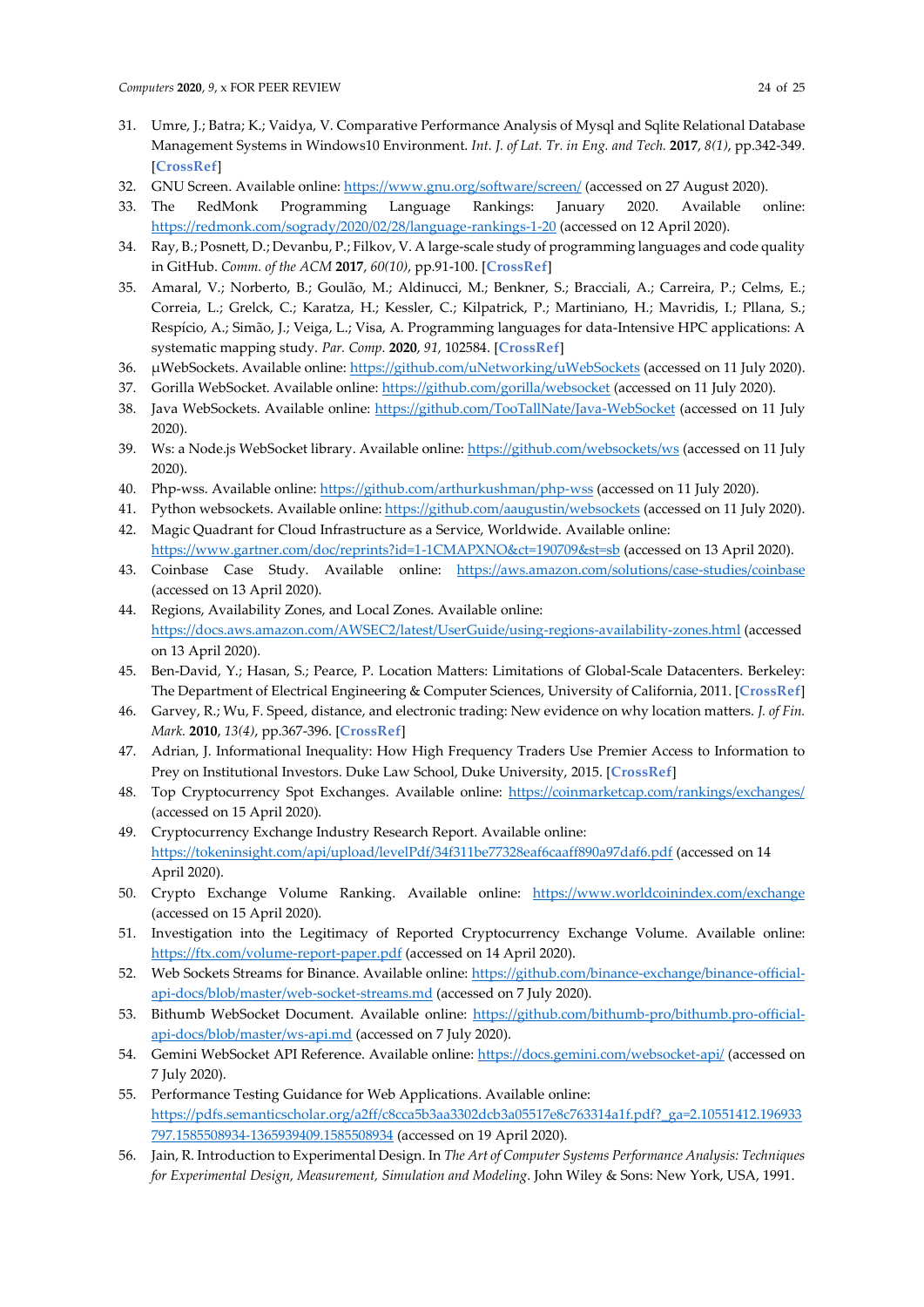31. Umre, J.; Batra; K.; Vaidya, V. Comparative Performance Analysis of Mysql and Sqlite Relational Database Management Systems in Windows10 Environment. *Int. J. of Lat. Tr. in Eng. and Tech.* **2017**, *8(1)*, pp.342-349. [**CrossRef**]
32. GNU Screen. Available online: https://www.gnu.org/software/screen/ (accessed on 27 August 2020).
33. The RedMonk Programming Language Rankings: January 2020. Available online: https://redmonk.com/sogrady/2020/02/28/language-rankings-1-20 (accessed on 12 April 2020).
34. Ray, B.; Posnett, D.; Devanbu, P.; Filkov, V. A large-scale study of programming languages and code quality in GitHub. *Comm. of the ACM* **2017**, *60(10)*, pp.91-100. [**CrossRef**]
35. Amaral, V.; Norberto, B.; Goulão, M.; Aldinucci, M.; Benkner, S.; Bracciali, A.; Carreira, P.; Celms, E.; Correia, L.; Grelck, C.; Karatza, H.; Kessler, C.; Kilpatrick, P.; Martiniano, H.; Mavridis, I.; Pllana, S.; Respício, A.; Simão, J.; Veiga, L.; Visa, A. Programming languages for data-Intensive HPC applications: A systematic mapping study. *Par. Comp.* **2020**, *91*, 102584. [**CrossRef**]
36. µWebSockets. Available online: https://github.com/uNetworking/uWebSockets (accessed on 11 July 2020).
37. Gorilla WebSocket. Available online: https://github.com/gorilla/websocket (accessed on 11 July 2020).
38. Java WebSockets. Available online: https://github.com/TooTallNate/Java-WebSocket (accessed on 11 July 2020).
39. Ws: a Node.js WebSocket library. Available online: https://github.com/websockets/ws (accessed on 11 July 2020).
40. Php-wss. Available online: https://github.com/arthurkushman/php-wss (accessed on 11 July 2020).
41. Python websockets. Available online: https://github.com/aaugustin/websockets (accessed on 11 July 2020).
42. Magic Quadrant for Cloud Infrastructure as a Service, Worldwide. Available online: https://www.gartner.com/doc/reprints?id=1-1CMAPXNO&ct=190709&st=sb (accessed on 13 April 2020).
43. Coinbase Case Study. Available online: https://aws.amazon.com/solutions/case-studies/coinbase (accessed on 13 April 2020).
44. Regions, Availability Zones, and Local Zones. Available online: https://docs.aws.amazon.com/AWSEC2/latest/UserGuide/using-regions-availability-zones.html (accessed on 13 April 2020).
45. Ben-David, Y.; Hasan, S.; Pearce, P. Location Matters: Limitations of Global-Scale Datacenters. Berkeley: The Department of Electrical Engineering & Computer Sciences, University of California, 2011. [**CrossRef**]
46. Garvey, R.; Wu, F. Speed, distance, and electronic trading: New evidence on why location matters. *J. of Fin. Mark.* **2010**, *13(4)*, pp.367-396. [**CrossRef**]
47. Adrian, J. Informational Inequality: How High Frequency Traders Use Premier Access to Information to Prey on Institutional Investors. Duke Law School, Duke University, 2015. [**CrossRef**]
48. Top Cryptocurrency Spot Exchanges. Available online: https://coinmarketcap.com/rankings/exchanges/ (accessed on 15 April 2020).
49. Cryptocurrency Exchange Industry Research Report. Available online: https://tokeninsight.com/api/upload/levelPdf/34f311be77328eaf6caaff890a97daf6.pdf (accessed on 14 April 2020).
50. Crypto Exchange Volume Ranking. Available online: https://www.worldcoinindex.com/exchange (accessed on 15 April 2020).
51. Investigation into the Legitimacy of Reported Cryptocurrency Exchange Volume. Available online: https://ftx.com/volume-report-paper.pdf (accessed on 14 April 2020).
52. Web Sockets Streams for Binance. Available online: https://github.com/binance-exchange/binance-official-api-docs/blob/master/web-socket-streams.md (accessed on 7 July 2020).
53. Bithumb WebSocket Document. Available online: https://github.com/bithumb-pro/bithumb.pro-official-api-docs/blob/master/ws-api.md (accessed on 7 July 2020).
54. Gemini WebSocket API Reference. Available online: https://docs.gemini.com/websocket-api/ (accessed on 7 July 2020).
55. Performance Testing Guidance for Web Applications. Available online: https://pdfs.semanticscholar.org/a2ff/c8cca5b3aa3302dcb3a05517e8c763314a1f.pdf?_ga=2.10551412.196933797.1585508934-1365939409.1585508934 (accessed on 19 April 2020).
56. Jain, R. Introduction to Experimental Design. In *The Art of Computer Systems Performance Analysis: Techniques for Experimental Design, Measurement, Simulation and Modeling*. John Wiley & Sons: New York, USA, 1991.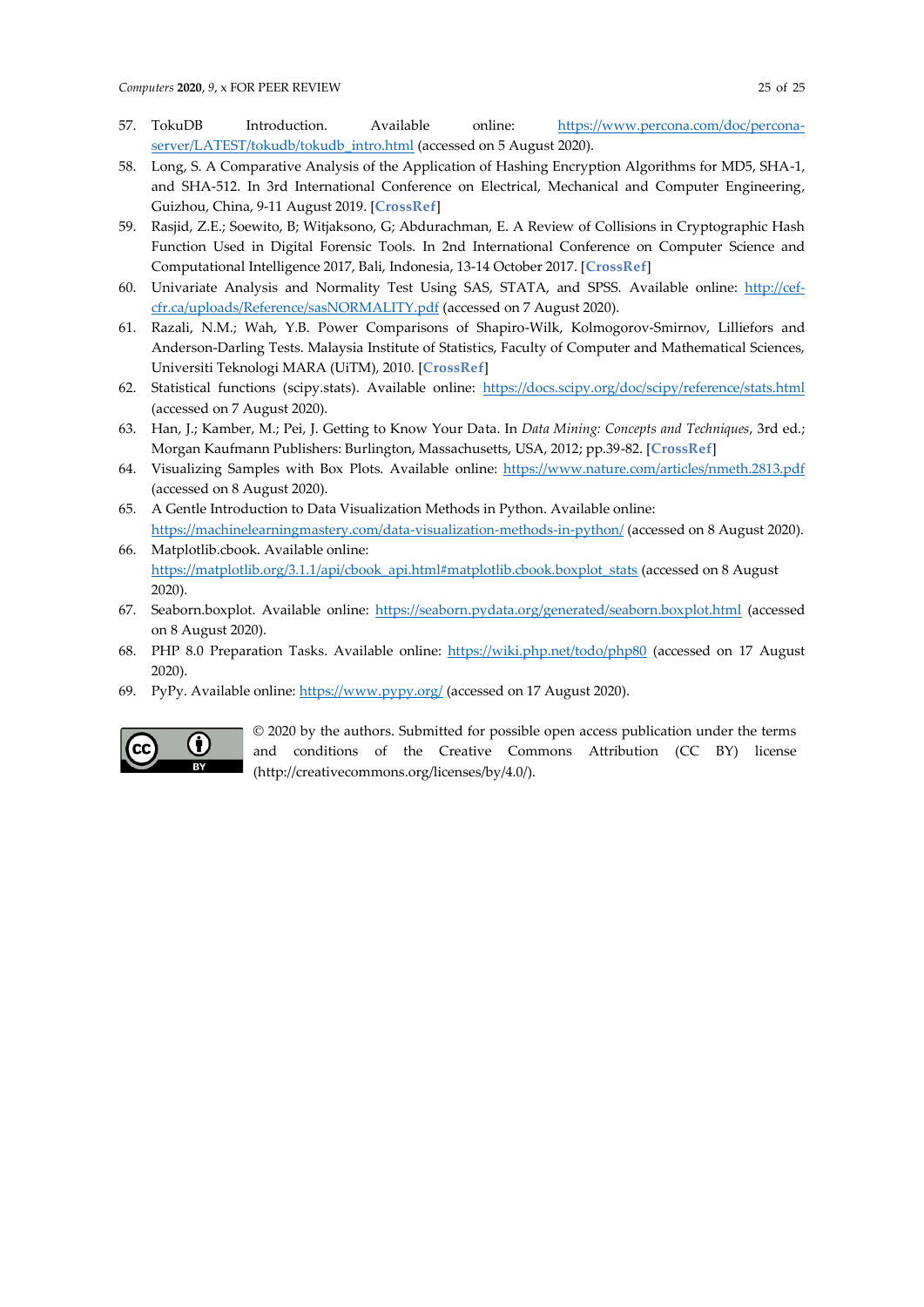57. TokuDB Introduction. Available online: https://www.percona.com/doc/percona-server/LATEST/tokudb/tokudb_intro.html (accessed on 5 August 2020).
58. Long, S. A Comparative Analysis of the Application of Hashing Encryption Algorithms for MD5, SHA-1, and SHA-512. In 3rd International Conference on Electrical, Mechanical and Computer Engineering, Guizhou, China, 9-11 August 2019. [CrossRef]
59. Rasjid, Z.E.; Soewito, B; Witjaksono, G; Abdurachman, E. A Review of Collisions in Cryptographic Hash Function Used in Digital Forensic Tools. In 2nd International Conference on Computer Science and Computational Intelligence 2017, Bali, Indonesia, 13-14 October 2017. [CrossRef]
60. Univariate Analysis and Normality Test Using SAS, STATA, and SPSS. Available online: http://cef-cfr.ca/uploads/Reference/sasNORMALITY.pdf (accessed on 7 August 2020).
61. Razali, N.M.; Wah, Y.B. Power Comparisons of Shapiro-Wilk, Kolmogorov-Smirnov, Lilliefors and Anderson-Darling Tests. Malaysia Institute of Statistics, Faculty of Computer and Mathematical Sciences, Universiti Teknologi MARA (UiTM), 2010. [CrossRef]
62. Statistical functions (scipy.stats). Available online: https://docs.scipy.org/doc/scipy/reference/stats.html (accessed on 7 August 2020).
63. Han, J.; Kamber, M.; Pei, J. Getting to Know Your Data. In *Data Mining: Concepts and Techniques*, 3rd ed.; Morgan Kaufmann Publishers: Burlington, Massachusetts, USA, 2012; pp.39-82. [CrossRef]
64. Visualizing Samples with Box Plots. Available online: https://www.nature.com/articles/nmeth.2813.pdf (accessed on 8 August 2020).
65. A Gentle Introduction to Data Visualization Methods in Python. Available online: https://machinelearningmastery.com/data-visualization-methods-in-python/ (accessed on 8 August 2020).
66. Matplotlib.cbook. Available online: https://matplotlib.org/3.1.1/api/cbook_api.html#matplotlib.cbook.boxplot_stats (accessed on 8 August 2020).
67. Seaborn.boxplot. Available online: https://seaborn.pydata.org/generated/seaborn.boxplot.html (accessed on 8 August 2020).
68. PHP 8.0 Preparation Tasks. Available online: https://wiki.php.net/todo/php80 (accessed on 17 August 2020).
69. PyPy. Available online: https://www.pypy.org/ (accessed on 17 August 2020).

© 2020 by the authors. Submitted for possible open access publication under the terms and conditions of the Creative Commons Attribution (CC BY) license (http://creativecommons.org/licenses/by/4.0/).